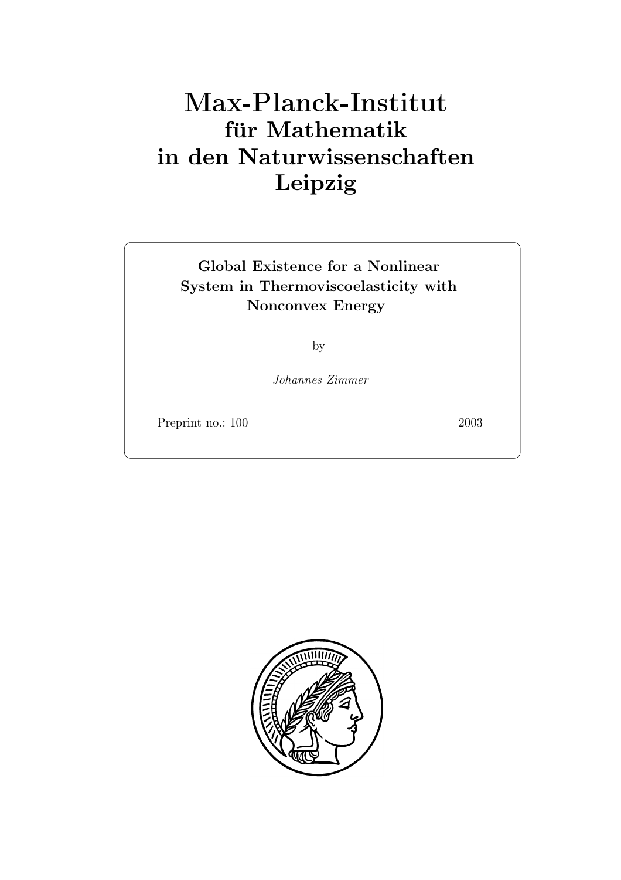# Max-Planck-Institut für Mathematik in den Naturwissenschaften Leipzig

**Global Existence for a Nonlinear System in Thermoviscoelasticity with Nonconvex Energy**

by

*Johannes Zimmer*

Preprint no.: 100 2003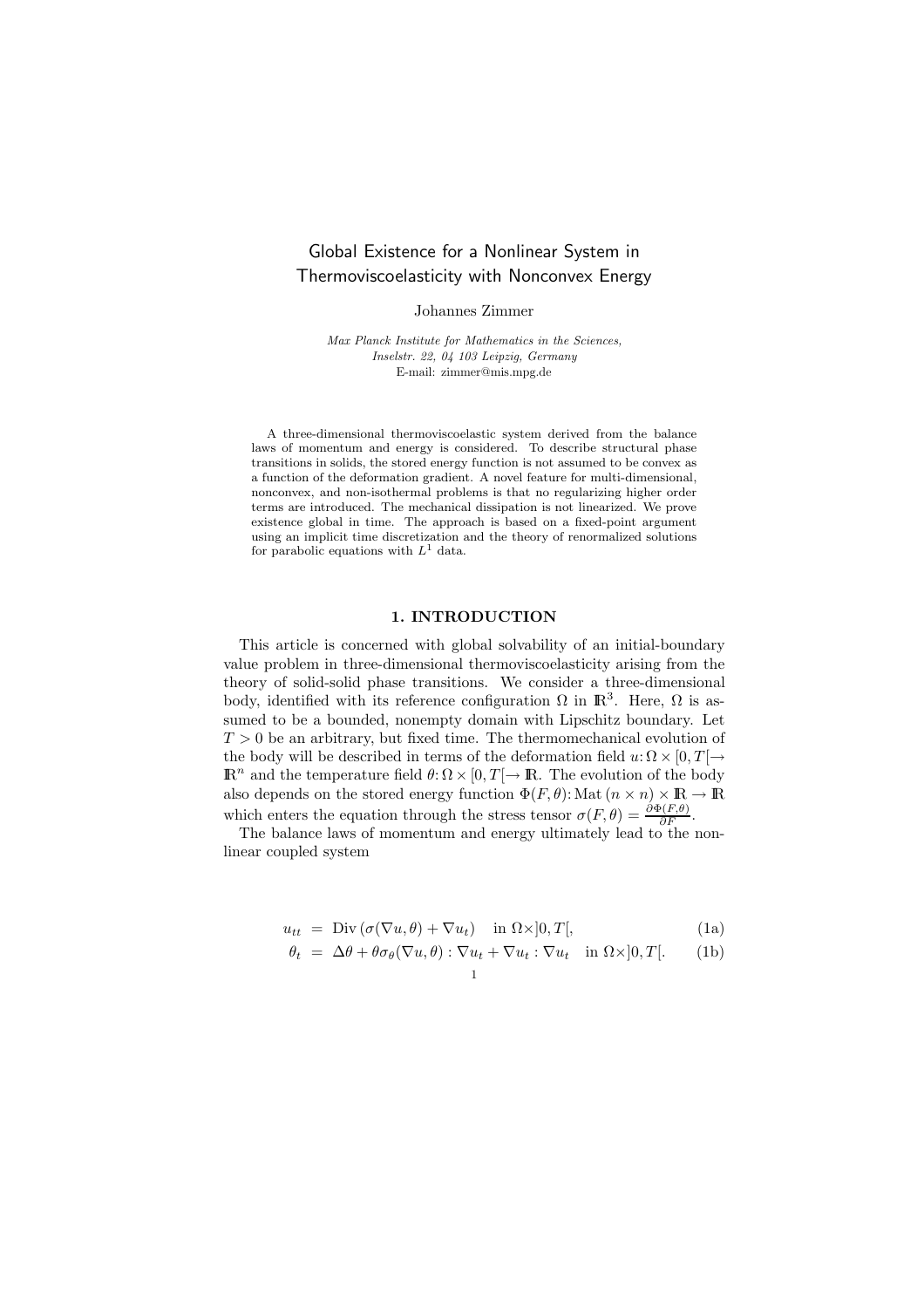# Global Existence for a Nonlinear System in Thermoviscoelasticity with Nonconvex Energy

Johannes Zimmer

*Max Planck Institute for Mathematics in the Sciences, Inselstr. 22, 04 103 Leipzig, Germany*
E-mail: zimmer@mis.mpg.de

A three-dimensional thermoviscoelastic system derived from the balance laws of momentum and energy is considered. To describe structural phase transitions in solids, the stored energy function is not assumed to be convex as a function of the deformation gradient. A novel feature for multi-dimensional, nonconvex, and non-isothermal problems is that no regularizing higher order terms are introduced. The mechanical dissipation is not linearized. We prove existence global in time. The approach is based on a fixed-point argument using an implicit time discretization and the theory of renormalized solutions for parabolic equations with $L^1$ data.

## 1. INTRODUCTION

This article is concerned with global solvability of an initial-boundary value problem in three-dimensional thermoviscoelasticity arising from the theory of solid-solid phase transitions. We consider a three-dimensional body, identified with its reference configuration $\Omega$ in $\mathbb{R}^3$. Here, $\Omega$ is assumed to be a bounded, nonempty domain with Lipschitz boundary. Let $T > 0$ be an arbitrary, but fixed time. The thermomechanical evolution of the body will be described in terms of the deformation field $u\colon \Omega \times [0, T[ \to \mathbb{R}^n$ and the temperature field $\theta\colon \Omega \times [0, T[ \to \mathbb{R}$. The evolution of the body also depends on the stored energy function $\Phi(F, \theta)\colon \mathrm{Mat}\,(n \times n) \times \mathbb{R} \to \mathbb{R}$ which enters the equation through the stress tensor $\sigma(F, \theta) = \frac{\partial \Phi(F,\theta)}{\partial F}$.

The balance laws of momentum and energy ultimately lead to the nonlinear coupled system

$$u_{tt} = \mathrm{Div}\,(\sigma(\nabla u, \theta) + \nabla u_t) \quad \text{in } \Omega \times ]0, T[, \tag{1a}$$

$$\theta_t = \Delta\theta + \theta\sigma_\theta(\nabla u, \theta) : \nabla u_t + \nabla u_t : \nabla u_t \quad \text{in } \Omega \times ]0, T[. \tag{1b}$$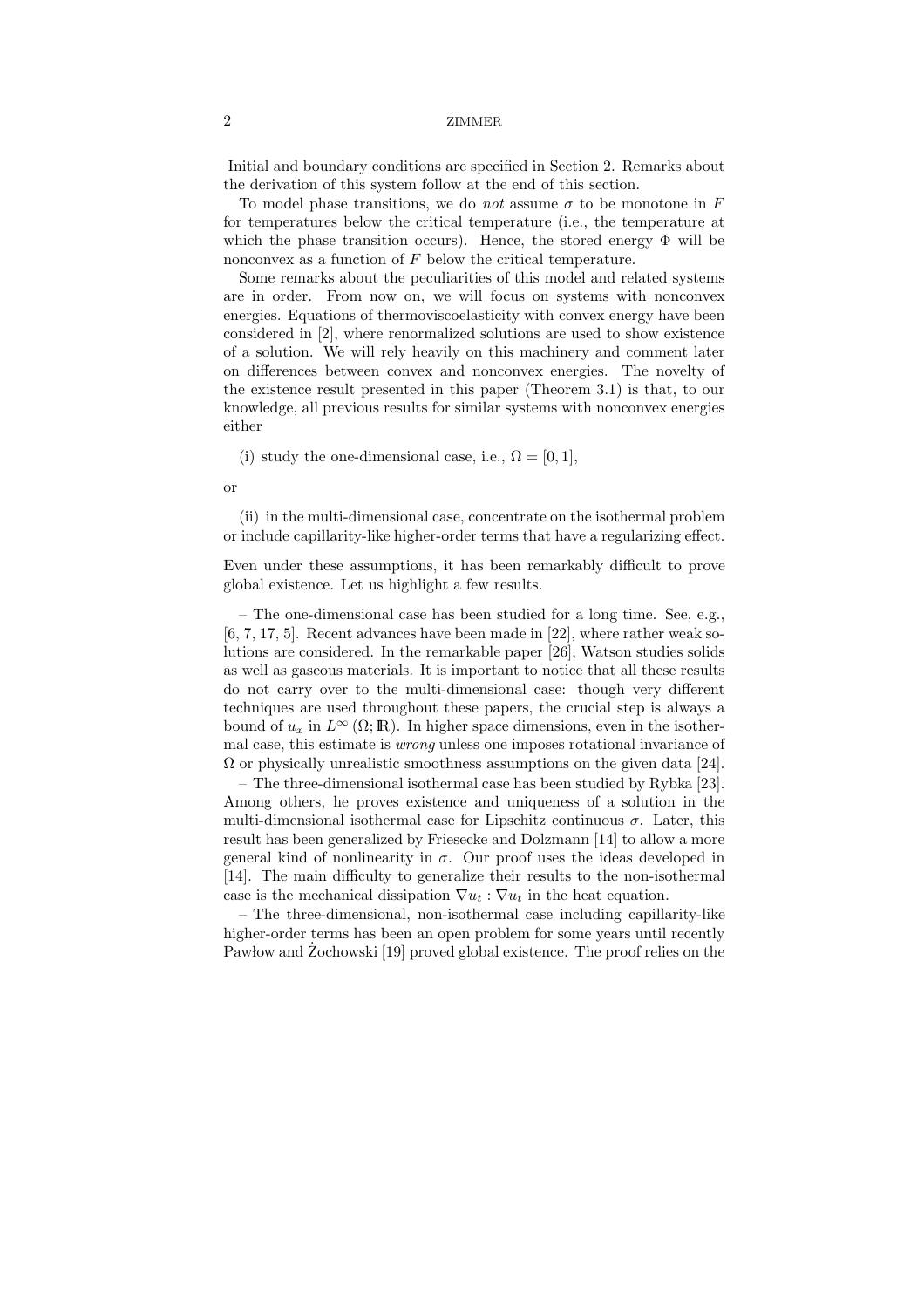Initial and boundary conditions are specified in Section 2. Remarks about the derivation of this system follow at the end of this section.

To model phase transitions, we do *not* assume $\sigma$ to be monotone in $F$ for temperatures below the critical temperature (i.e., the temperature at which the phase transition occurs). Hence, the stored energy $\Phi$ will be nonconvex as a function of $F$ below the critical temperature.

Some remarks about the peculiarities of this model and related systems are in order. From now on, we will focus on systems with nonconvex energies. Equations of thermoviscoelasticity with convex energy have been considered in [2], where renormalized solutions are used to show existence of a solution. We will rely heavily on this machinery and comment later on differences between convex and nonconvex energies. The novelty of the existence result presented in this paper (Theorem 3.1) is that, to our knowledge, all previous results for similar systems with nonconvex energies either

(i) study the one-dimensional case, i.e., $\Omega = [0, 1]$,

or

(ii) in the multi-dimensional case, concentrate on the isothermal problem or include capillarity-like higher-order terms that have a regularizing effect.

Even under these assumptions, it has been remarkably difficult to prove global existence. Let us highlight a few results.

– The one-dimensional case has been studied for a long time. See, e.g., [6, 7, 17, 5]. Recent advances have been made in [22], where rather weak solutions are considered. In the remarkable paper [26], Watson studies solids as well as gaseous materials. It is important to notice that all these results do not carry over to the multi-dimensional case: though very different techniques are used throughout these papers, the crucial step is always a bound of $u_x$ in $L^\infty(\Omega; \mathbb{R})$. In higher space dimensions, even in the isothermal case, this estimate is *wrong* unless one imposes rotational invariance of $\Omega$ or physically unrealistic smoothness assumptions on the given data [24].

– The three-dimensional isothermal case has been studied by Rybka [23]. Among others, he proves existence and uniqueness of a solution in the multi-dimensional isothermal case for Lipschitz continuous $\sigma$. Later, this result has been generalized by Friesecke and Dolzmann [14] to allow a more general kind of nonlinearity in $\sigma$. Our proof uses the ideas developed in [14]. The main difficulty to generalize their results to the non-isothermal case is the mechanical dissipation $\nabla u_t : \nabla u_t$ in the heat equation.

– The three-dimensional, non-isothermal case including capillarity-like higher-order terms has been an open problem for some years until recently Pawłow and Żochowski [19] proved global existence. The proof relies on the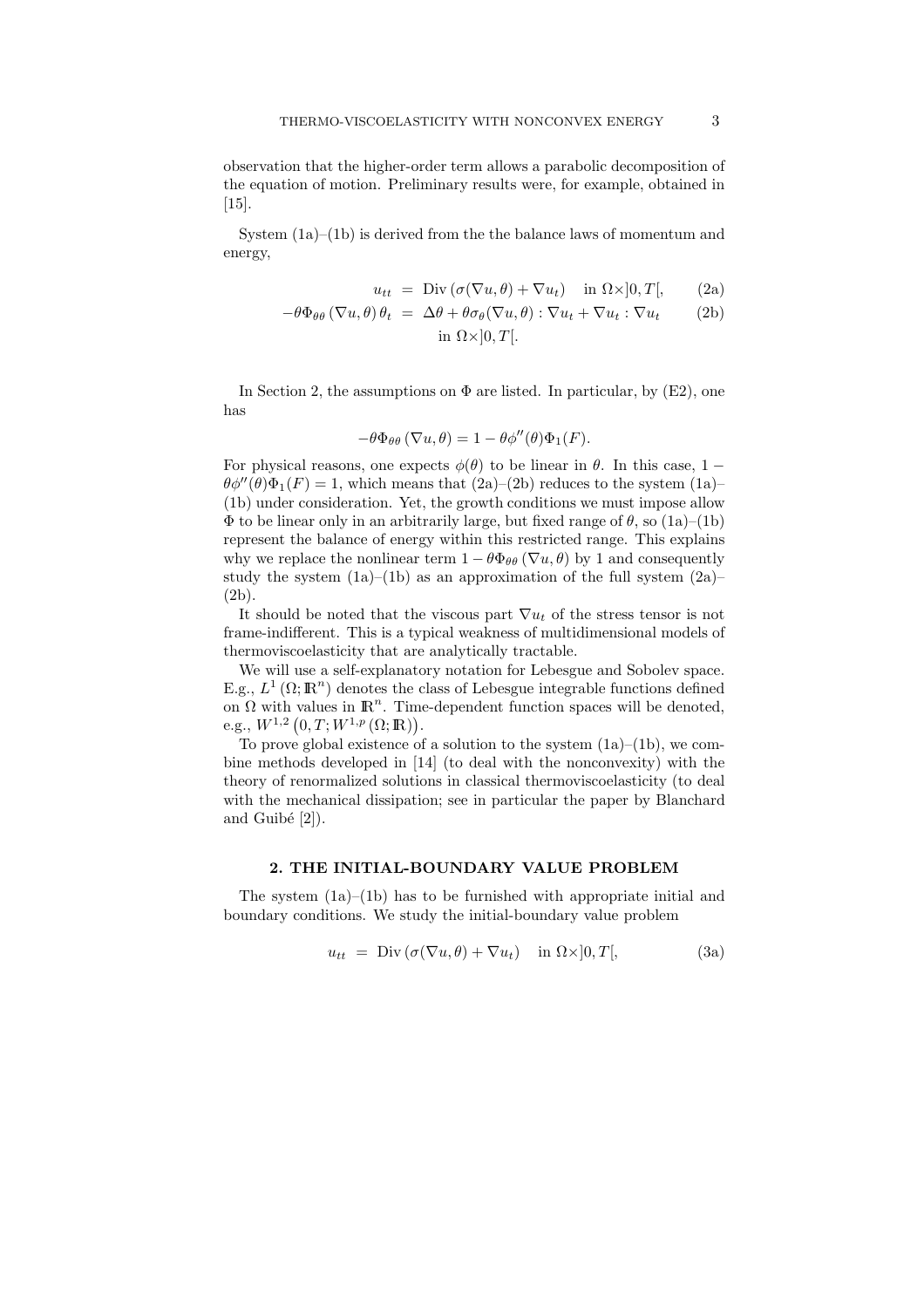observation that the higher-order term allows a parabolic decomposition of the equation of motion. Preliminary results were, for example, obtained in [15].

System (1a)–(1b) is derived from the the balance laws of momentum and energy,

$$
\begin{aligned}
u_{tt} &= \operatorname{Div}\left(\sigma(\nabla u, \theta) + \nabla u_t\right) \quad \text{in } \Omega\times ]0,T[, &\text{(2a)}\\
-\theta \Phi_{\theta\theta}\left(\nabla u, \theta\right)\theta_t &= \Delta\theta + \theta\sigma_\theta(\nabla u,\theta) : \nabla u_t + \nabla u_t : \nabla u_t &\text{(2b)}\\
&\qquad \text{in } \Omega\times ]0,T[.
\end{aligned}
$$

In Section 2, the assumptions on $\Phi$ are listed. In particular, by (E2), one has

$$
-\theta\Phi_{\theta\theta}\left(\nabla u, \theta\right) = 1 - \theta\phi''(\theta)\Phi_1(F).
$$

For physical reasons, one expects $\phi(\theta)$ to be linear in $\theta$. In this case, $1 - \theta\phi''(\theta)\Phi_1(F) = 1$, which means that (2a)–(2b) reduces to the system (1a)–(1b) under consideration. Yet, the growth conditions we must impose allow $\Phi$ to be linear only in an arbitrarily large, but fixed range of $\theta$, so (1a)–(1b) represent the balance of energy within this restricted range. This explains why we replace the nonlinear term $1 - \theta\Phi_{\theta\theta}\left(\nabla u, \theta\right)$ by 1 and consequently study the system (1a)–(1b) as an approximation of the full system (2a)–(2b).

It should be noted that the viscous part $\nabla u_t$ of the stress tensor is not frame-indifferent. This is a typical weakness of multidimensional models of thermoviscoelasticity that are analytically tractable.

We will use a self-explanatory notation for Lebesgue and Sobolev space. E.g., $L^1\left(\Omega; \mathbb{R}^n\right)$ denotes the class of Lebesgue integrable functions defined on $\Omega$ with values in $\mathbb{R}^n$. Time-dependent function spaces will be denoted, e.g., $W^{1,2}\left(0,T; W^{1,p}\left(\Omega;\mathbb{R}\right)\right)$.

To prove global existence of a solution to the system (1a)–(1b), we combine methods developed in [14] (to deal with the nonconvexity) with the theory of renormalized solutions in classical thermoviscoelasticity (to deal with the mechanical dissipation; see in particular the paper by Blanchard and Guibé [2]).

## 2. THE INITIAL-BOUNDARY VALUE PROBLEM

The system (1a)–(1b) has to be furnished with appropriate initial and boundary conditions. We study the initial-boundary value problem

$$
u_{tt} = \operatorname{Div}\left(\sigma(\nabla u, \theta) + \nabla u_t\right) \quad \text{in } \Omega\times ]0,T[, \tag{3a}
$$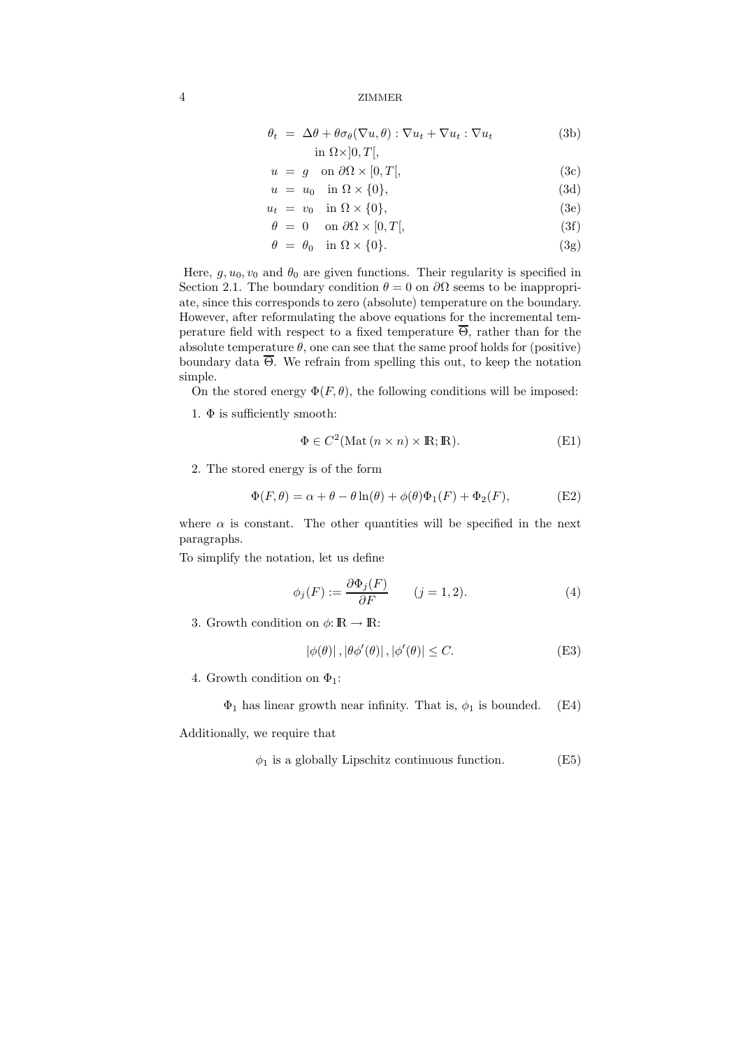$$\theta_t = \Delta\theta + \theta\sigma_\theta(\nabla u, \theta) : \nabla u_t + \nabla u_t : \nabla u_t \tag{3b}$$

in $\Omega \times ]0, T[$,

$$u = g \quad \text{on } \partial\Omega \times [0, T[, \tag{3c}$$

$$u = u_0 \quad \text{in } \Omega \times \{0\}, \tag{3d}$$

$$u_t = v_0 \quad \text{in } \Omega \times \{0\}, \tag{3e}$$

$$\theta = 0 \quad \text{on } \partial\Omega \times [0, T[, \tag{3f}$$

$$\theta = \theta_0 \quad \text{in } \Omega \times \{0\}. \tag{3g}$$

Here, $g, u_0, v_0$ and $\theta_0$ are given functions. Their regularity is specified in Section 2.1. The boundary condition $\theta = 0$ on $\partial\Omega$ seems to be inappropriate, since this corresponds to zero (absolute) temperature on the boundary. However, after reformulating the above equations for the incremental temperature field with respect to a fixed temperature $\overline{\Theta}$, rather than for the absolute temperature $\theta$, one can see that the same proof holds for (positive) boundary data $\overline{\Theta}$. We refrain from spelling this out, to keep the notation simple.

On the stored energy $\Phi(F, \theta)$, the following conditions will be imposed:

1. $\Phi$ is sufficiently smooth:

$$\Phi \in C^2(\mathrm{Mat}\,(n \times n) \times \mathbb{R}; \mathbb{R}). \tag{E1}$$

2. The stored energy is of the form

$$\Phi(F, \theta) = \alpha + \theta - \theta \ln(\theta) + \phi(\theta)\Phi_1(F) + \Phi_2(F), \tag{E2}$$

where $\alpha$ is constant. The other quantities will be specified in the next paragraphs.

To simplify the notation, let us define

$$\phi_j(F) := \frac{\partial \Phi_j(F)}{\partial F} \qquad (j = 1, 2). \tag{4}$$

3. Growth condition on $\phi \colon \mathbb{R} \to \mathbb{R}$:

$$|\phi(\theta)|, |\theta\phi'(\theta)|, |\phi'(\theta)| \leq C. \tag{E3}$$

4. Growth condition on $\Phi_1$:

$$\Phi_1 \text{ has linear growth near infinity. That is, } \phi_1 \text{ is bounded.} \tag{E4}$$

Additionally, we require that

$$\phi_1 \text{ is a globally Lipschitz continuous function.} \tag{E5}$$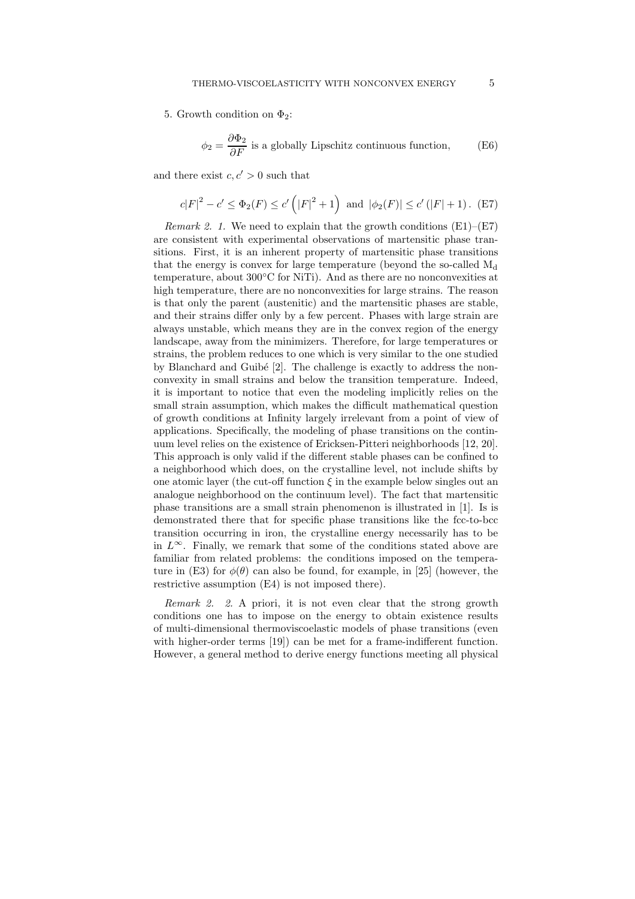5. Growth condition on $\Phi_2$:

$$\phi_2 = \frac{\partial \Phi_2}{\partial F} \text{ is a globally Lipschitz continuous function,} \tag{E6}$$

and there exist $c, c' > 0$ such that

$$c|F|^2 - c' \leq \Phi_2(F) \leq c'\left(|F|^2 + 1\right) \text{ and } |\phi_2(F)| \leq c'\left(|F| + 1\right). \tag{E7}$$

*Remark 2. 1.* We need to explain that the growth conditions (E1)–(E7) are consistent with experimental observations of martensitic phase transitions. First, it is an inherent property of martensitic phase transitions that the energy is convex for large temperature (beyond the so-called $M_d$ temperature, about 300°C for NiTi). And as there are no nonconvexities at high temperature, there are no nonconvexities for large strains. The reason is that only the parent (austenitic) and the martensitic phases are stable, and their strains differ only by a few percent. Phases with large strain are always unstable, which means they are in the convex region of the energy landscape, away from the minimizers. Therefore, for large temperatures or strains, the problem reduces to one which is very similar to the one studied by Blanchard and Guibé [2]. The challenge is exactly to address the nonconvexity in small strains and below the transition temperature. Indeed, it is important to notice that even the modeling implicitly relies on the small strain assumption, which makes the difficult mathematical question of growth conditions at Infinity largely irrelevant from a point of view of applications. Specifically, the modeling of phase transitions on the continuum level relies on the existence of Ericksen-Pitteri neighborhoods [12, 20]. This approach is only valid if the different stable phases can be confined to a neighborhood which does, on the crystalline level, not include shifts by one atomic layer (the cut-off function $\xi$ in the example below singles out an analogue neighborhood on the continuum level). The fact that martensitic phase transitions are a small strain phenomenon is illustrated in [1]. Is is demonstrated there that for specific phase transitions like the fcc-to-bcc transition occurring in iron, the crystalline energy necessarily has to be in $L^\infty$. Finally, we remark that some of the conditions stated above are familiar from related problems: the conditions imposed on the temperature in (E3) for $\phi(\theta)$ can also be found, for example, in [25] (however, the restrictive assumption (E4) is not imposed there).

*Remark 2. 2.* A priori, it is not even clear that the strong growth conditions one has to impose on the energy to obtain existence results of multi-dimensional thermoviscoelastic models of phase transitions (even with higher-order terms [19]) can be met for a frame-indifferent function. However, a general method to derive energy functions meeting all physical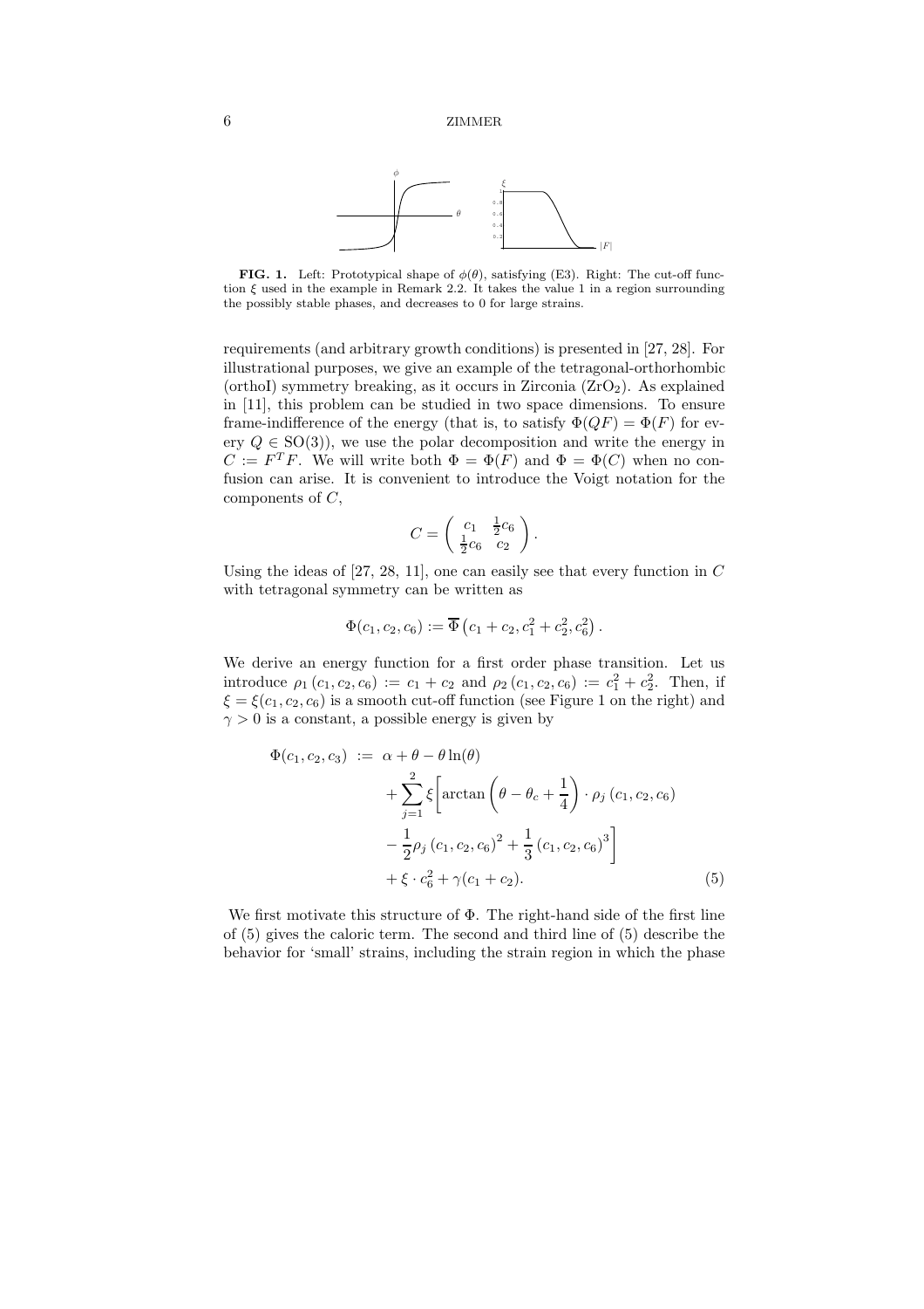**FIG. 1.** Left: Prototypical shape of $\phi(\theta)$, satisfying (E3). Right: The cut-off function $\xi$ used in the example in Remark 2.2. It takes the value 1 in a region surrounding the possibly stable phases, and decreases to 0 for large strains.

requirements (and arbitrary growth conditions) is presented in [27, 28]. For illustrational purposes, we give an example of the tetragonal-orthorhombic (orthoI) symmetry breaking, as it occurs in Zirconia ($ZrO_2$). As explained in [11], this problem can be studied in two space dimensions. To ensure frame-indifference of the energy (that is, to satisfy $\Phi(QF) = \Phi(F)$ for every $Q \in \mathrm{SO}(3)$), we use the polar decomposition and write the energy in $C := F^T F$. We will write both $\Phi = \Phi(F)$ and $\Phi = \Phi(C)$ when no confusion can arise. It is convenient to introduce the Voigt notation for the components of $C$,

$$C = \begin{pmatrix} c_1 & \frac{1}{2}c_6 \\ \frac{1}{2}c_6 & c_2 \end{pmatrix}.$$

Using the ideas of [27, 28, 11], one can easily see that every function in $C$ with tetragonal symmetry can be written as

$$\Phi(c_1, c_2, c_6) := \overline{\Phi}\left(c_1 + c_2, c_1^2 + c_2^2, c_6^2\right).$$

We derive an energy function for a first order phase transition. Let us introduce $\rho_1(c_1, c_2, c_6) := c_1 + c_2$ and $\rho_2(c_1, c_2, c_6) := c_1^2 + c_2^2$. Then, if $\xi = \xi(c_1, c_2, c_6)$ is a smooth cut-off function (see Figure 1 on the right) and $\gamma > 0$ is a constant, a possible energy is given by

$$\begin{aligned}
\Phi(c_1, c_2, c_3) := \; & \alpha + \theta - \theta \ln(\theta) \\
& + \sum_{j=1}^{2} \xi \Bigg[ \arctan\left(\theta - \theta_c + \frac{1}{4}\right) \cdot \rho_j(c_1, c_2, c_6) \\
& - \frac{1}{2} \rho_j(c_1, c_2, c_6)^2 + \frac{1}{3}(c_1, c_2, c_6)^3 \Bigg] \\
& + \xi \cdot c_6^2 + \gamma(c_1 + c_2). \qquad (5)
\end{aligned}$$

We first motivate this structure of $\Phi$. The right-hand side of the first line of (5) gives the caloric term. The second and third line of (5) describe the behavior for 'small' strains, including the strain region in which the phase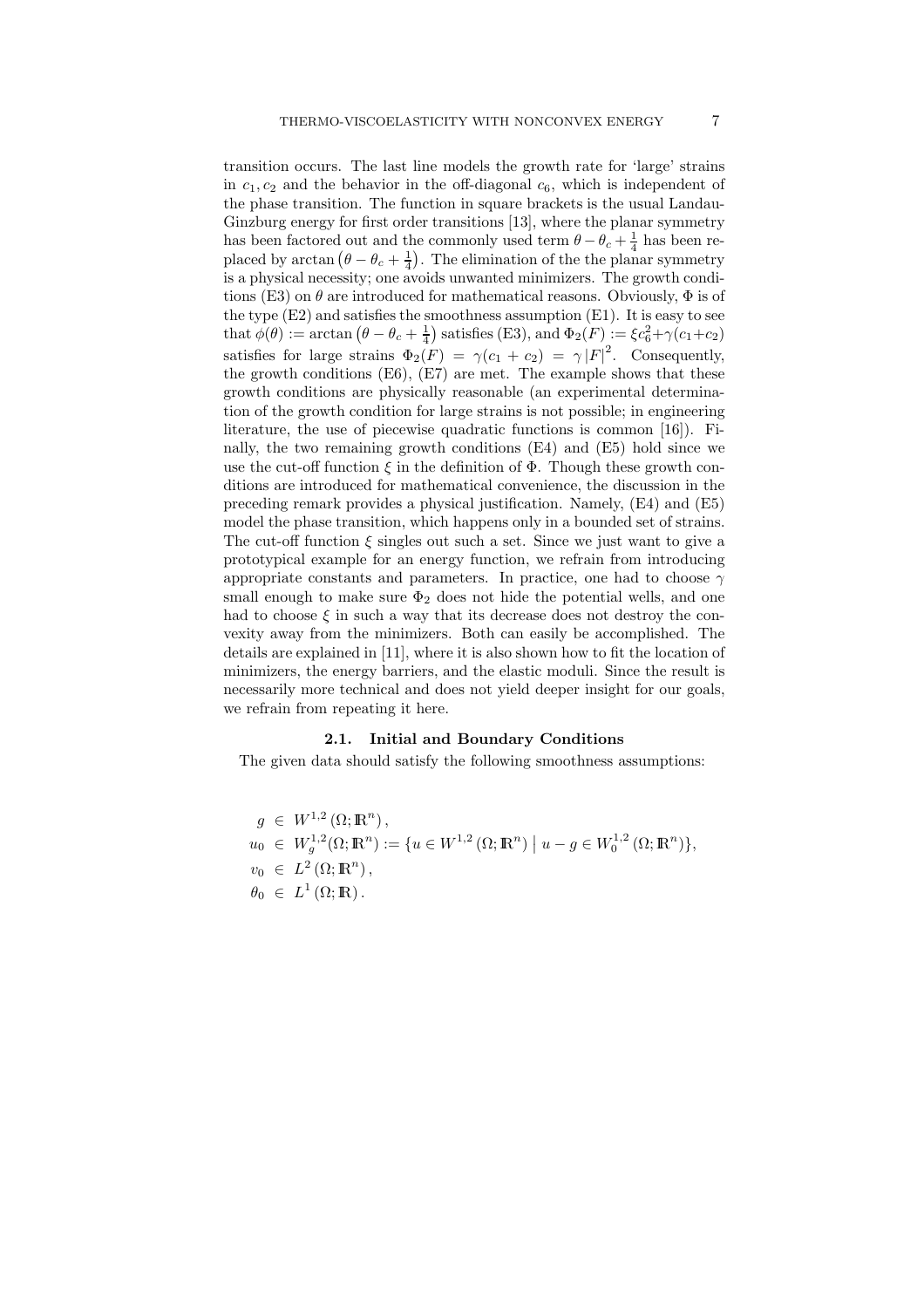transition occurs. The last line models the growth rate for 'large' strains in $c_1, c_2$ and the behavior in the off-diagonal $c_6$, which is independent of the phase transition. The function in square brackets is the usual Landau-Ginzburg energy for first order transitions [13], where the planar symmetry has been factored out and the commonly used term $\theta - \theta_c + \frac{1}{4}$ has been replaced by $\arctan\left(\theta - \theta_c + \frac{1}{4}\right)$. The elimination of the the planar symmetry is a physical necessity; one avoids unwanted minimizers. The growth conditions (E3) on $\theta$ are introduced for mathematical reasons. Obviously, $\Phi$ is of the type (E2) and satisfies the smoothness assumption (E1). It is easy to see that $\phi(\theta) := \arctan\left(\theta - \theta_c + \frac{1}{4}\right)$ satisfies (E3), and $\Phi_2(F) := \xi c_6^2 + \gamma(c_1 + c_2)$ satisfies for large strains $\Phi_2(F) = \gamma(c_1 + c_2) = \gamma |F|^2$. Consequently, the growth conditions (E6), (E7) are met. The example shows that these growth conditions are physically reasonable (an experimental determination of the growth condition for large strains is not possible; in engineering literature, the use of piecewise quadratic functions is common [16]). Finally, the two remaining growth conditions (E4) and (E5) hold since we use the cut-off function $\xi$ in the definition of $\Phi$. Though these growth conditions are introduced for mathematical convenience, the discussion in the preceding remark provides a physical justification. Namely, (E4) and (E5) model the phase transition, which happens only in a bounded set of strains. The cut-off function $\xi$ singles out such a set. Since we just want to give a prototypical example for an energy function, we refrain from introducing appropriate constants and parameters. In practice, one had to choose $\gamma$ small enough to make sure $\Phi_2$ does not hide the potential wells, and one had to choose $\xi$ in such a way that its decrease does not destroy the convexity away from the minimizers. Both can easily be accomplished. The details are explained in [11], where it is also shown how to fit the location of minimizers, the energy barriers, and the elastic moduli. Since the result is necessarily more technical and does not yield deeper insight for our goals, we refrain from repeating it here.

## 2.1. Initial and Boundary Conditions

The given data should satisfy the following smoothness assumptions:

$$
\begin{aligned}
g &\in W^{1,2}(\Omega; \mathbb{R}^n), \\
u_0 &\in W_g^{1,2}(\Omega; \mathbb{R}^n) := \{u \in W^{1,2}(\Omega; \mathbb{R}^n) \mid u - g \in W_0^{1,2}(\Omega; \mathbb{R}^n)\}, \\
v_0 &\in L^2(\Omega; \mathbb{R}^n), \\
\theta_0 &\in L^1(\Omega; \mathbb{R}).
\end{aligned}
$$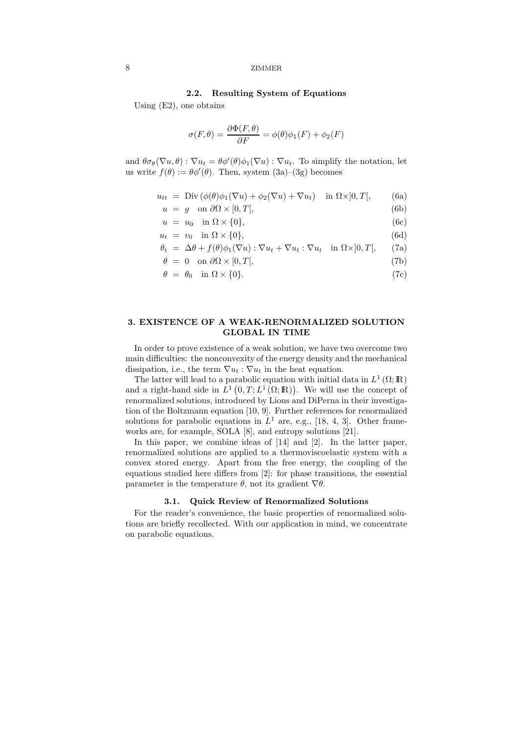### 2.2. Resulting System of Equations

Using (E2), one obtains

$$\sigma(F,\theta) = \frac{\partial \Phi(F,\theta)}{\partial F} = \phi(\theta)\phi_1(F) + \phi_2(F)$$

and $\theta\sigma_\theta(\nabla u, \theta) : \nabla u_t = \theta\phi'(\theta)\phi_1(\nabla u) : \nabla u_t$. To simplify the notation, let us write $f(\theta) := \theta\phi'(\theta)$. Then, system (3a)–(3g) becomes

$$u_{tt} = \operatorname{Div}\left(\phi(\theta)\phi_1(\nabla u) + \phi_2(\nabla u) + \nabla u_t\right) \quad \text{in } \Omega\times]0,T[, \tag{6a}$$

$$u = g \quad \text{on } \partial\Omega \times [0,T[, \tag{6b}$$

$$u = u_0 \quad \text{in } \Omega \times \{0\}, \tag{6c}$$

$$u_t = v_0 \quad \text{in } \Omega \times \{0\}, \tag{6d}$$

$$\theta_t = \Delta\theta + f(\theta)\phi_1(\nabla u) : \nabla u_t + \nabla u_t : \nabla u_t \quad \text{in } \Omega\times]0,T[, \tag{7a}$$

$$\theta = 0 \quad \text{on } \partial\Omega \times [0,T[, \tag{7b}$$

$$\theta = \theta_0 \quad \text{in } \Omega \times \{0\}. \tag{7c}$$

## 3. EXISTENCE OF A WEAK-RENORMALIZED SOLUTION GLOBAL IN TIME

In order to prove existence of a weak solution, we have two overcome two main difficulties: the nonconvexity of the energy density and the mechanical dissipation, i.e., the term $\nabla u_t : \nabla u_t$ in the heat equation.

The latter will lead to a parabolic equation with initial data in $L^1(\Omega; \mathbb{R})$ and a right-hand side in $L^1\left(0,T; L^1(\Omega;\mathbb{R})\right)$. We will use the concept of renormalized solutions, introduced by Lions and DiPerna in their investigation of the Boltzmann equation [10, 9]. Further references for renormalized solutions for parabolic equations in $L^1$ are, e.g., [18, 4, 3]. Other frameworks are, for example, SOLA [8], and entropy solutions [21].

In this paper, we combine ideas of [14] and [2]. In the latter paper, renormalized solutions are applied to a thermoviscoelastic system with a convex stored energy. Apart from the free energy, the coupling of the equations studied here differs from [2]: for phase transitions, the essential parameter is the temperature $\theta$, not its gradient $\nabla\theta$.

### 3.1. Quick Review of Renormalized Solutions

For the reader's convenience, the basic properties of renormalized solutions are briefly recollected. With our application in mind, we concentrate on parabolic equations.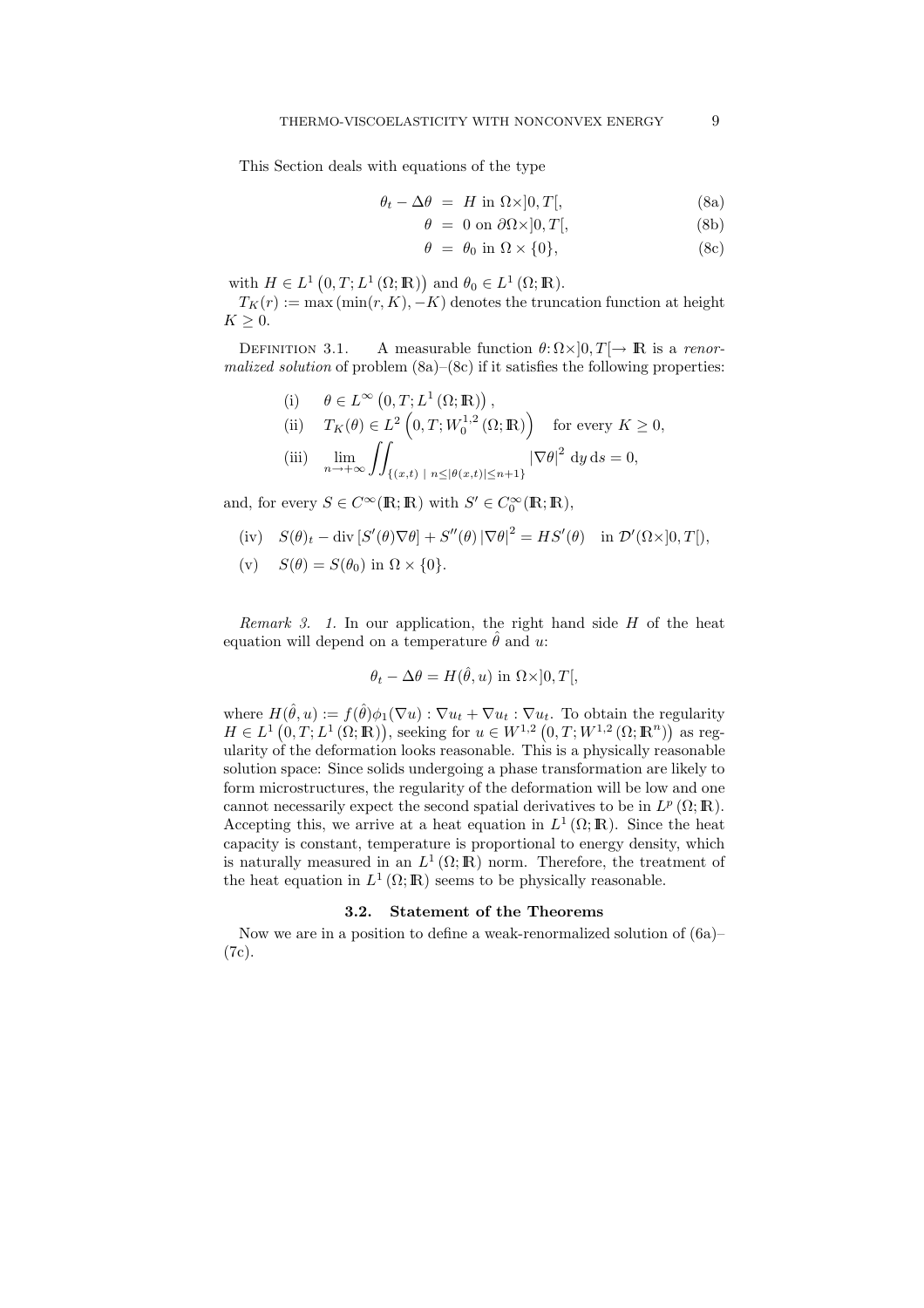This Section deals with equations of the type

$$\theta_t - \Delta\theta = H \text{ in } \Omega\times]0,T[, \tag{8a}$$

$$\theta = 0 \text{ on } \partial\Omega\times]0,T[, \tag{8b}$$

$$\theta = \theta_0 \text{ in } \Omega\times\{0\}, \tag{8c}$$

with $H \in L^1\left(0,T;L^1(\Omega;\mathbb{R})\right)$ and $\theta_0 \in L^1(\Omega;\mathbb{R})$.

$T_K(r) := \max(\min(r,K),-K)$ denotes the truncation function at height $K \geq 0$.

Definition 3.1. A measurable function $\theta\colon \Omega\times]0,T[\to \mathbb{R}$ is a *renormalized solution* of problem (8a)–(8c) if it satisfies the following properties:

(i) $\theta \in L^\infty\left(0,T;L^1(\Omega;\mathbb{R})\right)$,

(ii) $T_K(\theta) \in L^2\left(0,T;W_0^{1,2}(\Omega;\mathbb{R})\right)$ for every $K \geq 0$,

(iii) $\displaystyle\lim_{n\to+\infty}\iint_{\{(x,t)\ \mid\ n\leq|\theta(x,t)|\leq n+1\}} |\nabla\theta|^2 \,\mathrm{d}y\,\mathrm{d}s = 0,$

and, for every $S \in C^\infty(\mathbb{R};\mathbb{R})$ with $S' \in C_0^\infty(\mathbb{R};\mathbb{R})$,

(iv) $S(\theta)_t - \operatorname{div}\left[S'(\theta)\nabla\theta\right] + S''(\theta)\left|\nabla\theta\right|^2 = HS'(\theta)$ in $\mathcal{D}'(\Omega\times]0,T[)$,

(v) $S(\theta) = S(\theta_0)$ in $\Omega\times\{0\}$.

*Remark 3. 1.* In our application, the right hand side $H$ of the heat equation will depend on a temperature $\hat{\theta}$ and $u$:

$$\theta_t - \Delta\theta = H(\hat{\theta},u) \text{ in } \Omega\times]0,T[,$$

where $H(\hat{\theta},u) := f(\hat{\theta})\phi_1(\nabla u) : \nabla u_t + \nabla u_t : \nabla u_t$. To obtain the regularity $H \in L^1\left(0,T;L^1(\Omega;\mathbb{R})\right)$, seeking for $u \in W^{1,2}\left(0,T;W^{1,2}(\Omega;\mathbb{R}^n)\right)$ as regularity of the deformation looks reasonable. This is a physically reasonable solution space: Since solids undergoing a phase transformation are likely to form microstructures, the regularity of the deformation will be low and one cannot necessarily expect the second spatial derivatives to be in $L^p(\Omega;\mathbb{R})$. Accepting this, we arrive at a heat equation in $L^1(\Omega;\mathbb{R})$. Since the heat capacity is constant, temperature is proportional to energy density, which is naturally measured in an $L^1(\Omega;\mathbb{R})$ norm. Therefore, the treatment of the heat equation in $L^1(\Omega;\mathbb{R})$ seems to be physically reasonable.

### 3.2. Statement of the Theorems

Now we are in a position to define a weak-renormalized solution of (6a)–(7c).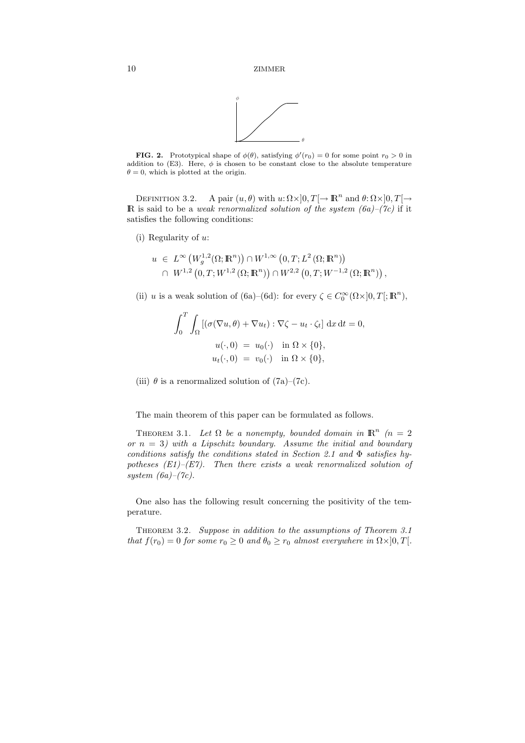**FIG. 2.** Prototypical shape of $\phi(\theta)$, satisfying $\phi'(r_0) = 0$ for some point $r_0 > 0$ in addition to (E3). Here, $\phi$ is chosen to be constant close to the absolute temperature $\theta = 0$, which is plotted at the origin.

Definition 3.2. A pair $(u, \theta)$ with $u: \Omega \times ]0, T[ \to \mathbb{R}^n$ and $\theta: \Omega \times ]0, T[ \to \mathbb{R}$ is said to be a *weak renormalized solution of the system (6a)–(7c)* if it satisfies the following conditions:

(i) Regularity of $u$:

$$
\begin{aligned}
u \;\in\; & L^\infty\left(W^{1,2}_g(\Omega; \mathbb{R}^n)\right) \cap W^{1,\infty}\left(0, T; L^2\left(\Omega; \mathbb{R}^n\right)\right) \\
\cap\; & W^{1,2}\left(0, T; W^{1,2}\left(\Omega; \mathbb{R}^n\right)\right) \cap W^{2,2}\left(0, T; W^{-1,2}\left(\Omega; \mathbb{R}^n\right)\right),
\end{aligned}
$$

(ii) $u$ is a weak solution of (6a)–(6d): for every $\zeta \in C^\infty_0(\Omega \times ]0, T[; \mathbb{R}^n)$,

$$
\int_0^T \int_\Omega \left[ (\sigma(\nabla u, \theta) + \nabla u_t) : \nabla \zeta - u_t \cdot \zeta_t \right] \, \mathrm{d}x \, \mathrm{d}t = 0,
$$

$$
\begin{aligned}
u(\cdot, 0) &= u_0(\cdot) \quad \text{in } \Omega \times \{0\}, \\
u_t(\cdot, 0) &= v_0(\cdot) \quad \text{in } \Omega \times \{0\},
\end{aligned}
$$

(iii) $\theta$ is a renormalized solution of (7a)–(7c).

The main theorem of this paper can be formulated as follows.

Theorem 3.1. *Let $\Omega$ be a nonempty, bounded domain in $\mathbb{R}^n$ ($n = 2$ or $n = 3$) with a Lipschitz boundary. Assume the initial and boundary conditions satisfy the conditions stated in Section 2.1 and $\Phi$ satisfies hypotheses (E1)–(E7). Then there exists a weak renormalized solution of system (6a)–(7c).*

One also has the following result concerning the positivity of the temperature.

Theorem 3.2. *Suppose in addition to the assumptions of Theorem 3.1 that $f(r_0) = 0$ for some $r_0 \geq 0$ and $\theta_0 \geq r_0$ almost everywhere in $\Omega \times ]0, T[$.*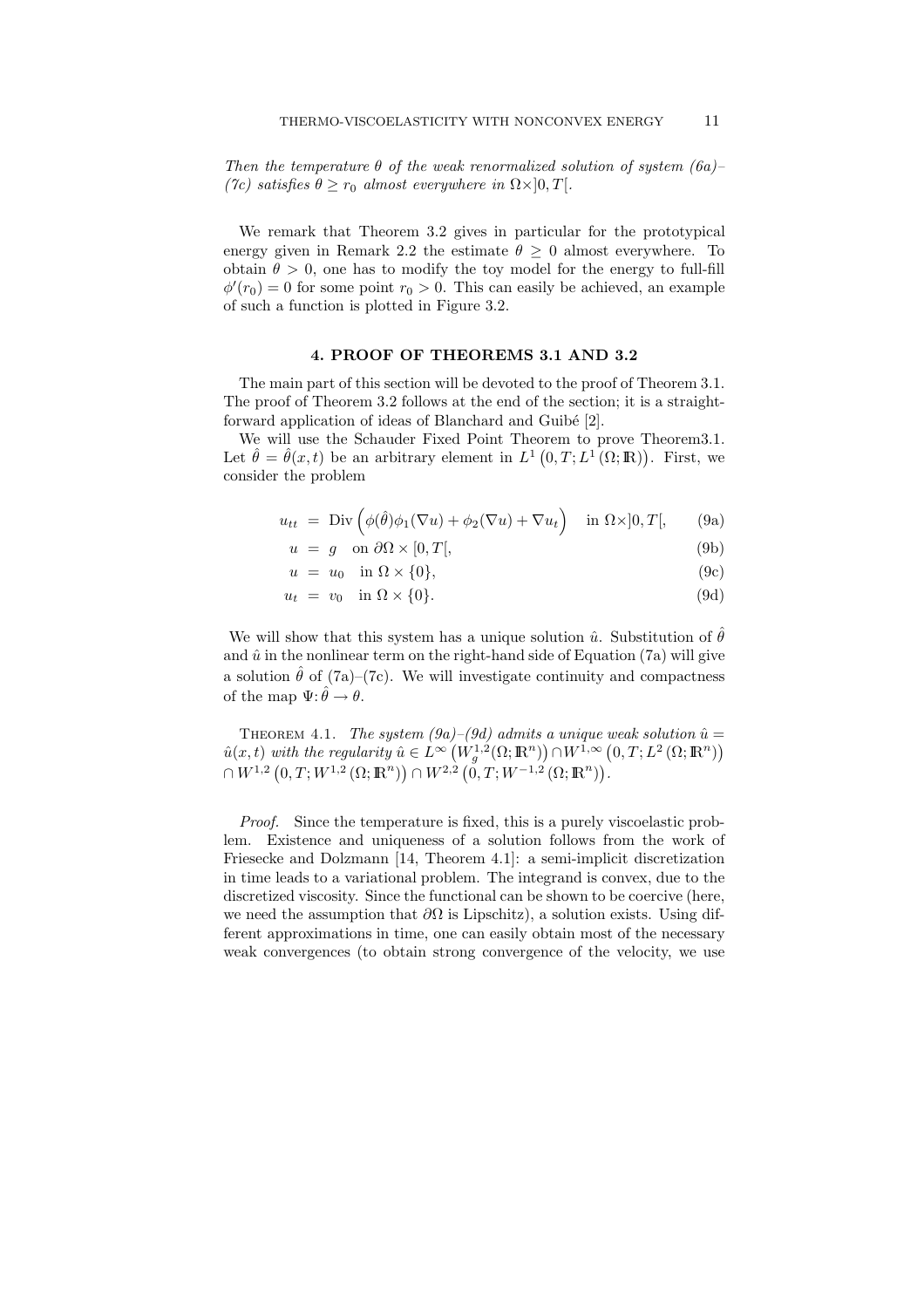*Then the temperature $\theta$ of the weak renormalized solution of system (6a)–(7c) satisfies $\theta \geq r_0$ almost everywhere in $\Omega \times ]0, T[$.*

We remark that Theorem 3.2 gives in particular for the prototypical energy given in Remark 2.2 the estimate $\theta \geq 0$ almost everywhere. To obtain $\theta > 0$, one has to modify the toy model for the energy to full-fill $\phi'(r_0) = 0$ for some point $r_0 > 0$. This can easily be achieved, an example of such a function is plotted in Figure 3.2.

## 4. PROOF OF THEOREMS 3.1 AND 3.2

The main part of this section will be devoted to the proof of Theorem 3.1. The proof of Theorem 3.2 follows at the end of the section; it is a straightforward application of ideas of Blanchard and Guibé [2].

We will use the Schauder Fixed Point Theorem to prove Theorem3.1. Let $\hat{\theta} = \hat{\theta}(x, t)$ be an arbitrary element in $L^1\left(0, T; L^1\left(\Omega; \mathbb{R}\right)\right)$. First, we consider the problem

$$
\begin{aligned}
u_{tt} &= \operatorname{Div}\left(\phi(\hat{\theta})\phi_1(\nabla u) + \phi_2(\nabla u) + \nabla u_t\right) \quad \text{in } \Omega \times ]0, T[, && \text{(9a)}\\
u &= g \quad \text{on } \partial\Omega \times [0, T[, && \text{(9b)}\\
u &= u_0 \quad \text{in } \Omega \times \{0\}, && \text{(9c)}\\
u_t &= v_0 \quad \text{in } \Omega \times \{0\}. && \text{(9d)}
\end{aligned}
$$

We will show that this system has a unique solution $\hat{u}$. Substitution of $\hat{\theta}$ and $\hat{u}$ in the nonlinear term on the right-hand side of Equation (7a) will give a solution $\hat{\theta}$ of (7a)–(7c). We will investigate continuity and compactness of the map $\Psi: \hat{\theta} \to \theta$.

Theorem 4.1. *The system (9a)–(9d) admits a unique weak solution $\hat{u} = \hat{u}(x, t)$ with the regularity $\hat{u} \in L^\infty\left(W_g^{1,2}(\Omega; \mathbb{R}^n)\right) \cap W^{1,\infty}\left(0, T; L^2\left(\Omega; \mathbb{R}^n\right)\right) \cap W^{1,2}\left(0, T; W^{1,2}\left(\Omega; \mathbb{R}^n\right)\right) \cap W^{2,2}\left(0, T; W^{-1,2}\left(\Omega; \mathbb{R}^n\right)\right)$.*

*Proof.* Since the temperature is fixed, this is a purely viscoelastic problem. Existence and uniqueness of a solution follows from the work of Friesecke and Dolzmann [14, Theorem 4.1]: a semi-implicit discretization in time leads to a variational problem. The integrand is convex, due to the discretized viscosity. Since the functional can be shown to be coercive (here, we need the assumption that $\partial\Omega$ is Lipschitz), a solution exists. Using different approximations in time, one can easily obtain most of the necessary weak convergences (to obtain strong convergence of the velocity, we use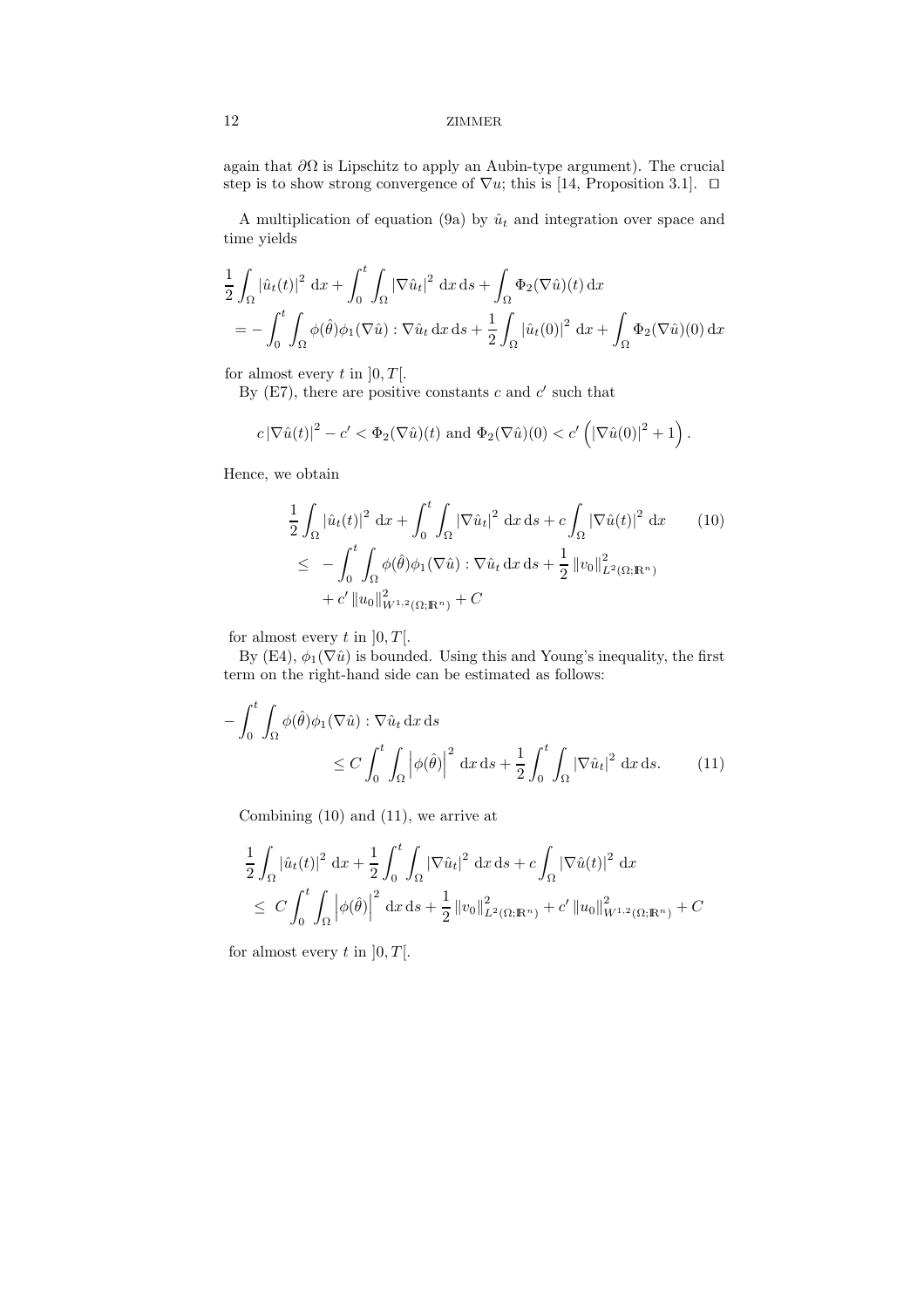again that $\partial\Omega$ is Lipschitz to apply an Aubin-type argument). The crucial step is to show strong convergence of $\nabla u$; this is [14, Proposition 3.1]. $\square$

A multiplication of equation (9a) by $\hat{u}_t$ and integration over space and time yields

$$
\begin{aligned}
&\frac{1}{2}\int_\Omega |\hat{u}_t(t)|^2 \, \mathrm{d}x + \int_0^t \int_\Omega |\nabla \hat{u}_t|^2 \, \mathrm{d}x \, \mathrm{d}s + \int_\Omega \Phi_2(\nabla \hat{u})(t) \, \mathrm{d}x \\
&= -\int_0^t \int_\Omega \phi(\hat{\theta})\phi_1(\nabla \hat{u}) : \nabla \hat{u}_t \, \mathrm{d}x \, \mathrm{d}s + \frac{1}{2}\int_\Omega |\hat{u}_t(0)|^2 \, \mathrm{d}x + \int_\Omega \Phi_2(\nabla \hat{u})(0) \, \mathrm{d}x
\end{aligned}
$$

for almost every $t$ in $]0, T[$.

By (E7), there are positive constants $c$ and $c'$ such that

$$
c\,|\nabla \hat{u}(t)|^2 - c' < \Phi_2(\nabla \hat{u})(t) \text{ and } \Phi_2(\nabla \hat{u})(0) < c'\left(|\nabla \hat{u}(0)|^2 + 1\right).
$$

Hence, we obtain

$$
\begin{aligned}
&\frac{1}{2}\int_\Omega |\hat{u}_t(t)|^2 \, \mathrm{d}x + \int_0^t \int_\Omega |\nabla \hat{u}_t|^2 \, \mathrm{d}x \, \mathrm{d}s + c\int_\Omega |\nabla \hat{u}(t)|^2 \, \mathrm{d}x \qquad (10)\\
&\leq \; -\int_0^t \int_\Omega \phi(\hat{\theta})\phi_1(\nabla \hat{u}) : \nabla \hat{u}_t \, \mathrm{d}x \, \mathrm{d}s + \frac{1}{2}\|v_0\|^2_{L^2(\Omega;\mathbb{R}^n)} \\
&\quad + c'\,\|u_0\|^2_{W^{1,2}(\Omega;\mathbb{R}^n)} + C
\end{aligned}
$$

for almost every $t$ in $]0, T[$.

By (E4), $\phi_1(\nabla \hat{u})$ is bounded. Using this and Young's inequality, the first term on the right-hand side can be estimated as follows:

$$
\begin{aligned}
&-\int_0^t \int_\Omega \phi(\hat{\theta})\phi_1(\nabla \hat{u}) : \nabla \hat{u}_t \, \mathrm{d}x \, \mathrm{d}s \\
&\qquad \leq C\int_0^t \int_\Omega \left|\phi(\hat{\theta})\right|^2 \, \mathrm{d}x \, \mathrm{d}s + \frac{1}{2}\int_0^t \int_\Omega |\nabla \hat{u}_t|^2 \, \mathrm{d}x \, \mathrm{d}s. \qquad (11)
\end{aligned}
$$

Combining (10) and (11), we arrive at

$$
\begin{aligned}
&\frac{1}{2}\int_\Omega |\hat{u}_t(t)|^2 \, \mathrm{d}x + \frac{1}{2}\int_0^t \int_\Omega |\nabla \hat{u}_t|^2 \, \mathrm{d}x \, \mathrm{d}s + c\int_\Omega |\nabla \hat{u}(t)|^2 \, \mathrm{d}x \\
&\leq \; C\int_0^t \int_\Omega \left|\phi(\hat{\theta})\right|^2 \, \mathrm{d}x \, \mathrm{d}s + \frac{1}{2}\|v_0\|^2_{L^2(\Omega;\mathbb{R}^n)} + c'\,\|u_0\|^2_{W^{1,2}(\Omega;\mathbb{R}^n)} + C
\end{aligned}
$$

for almost every $t$ in $]0, T[$.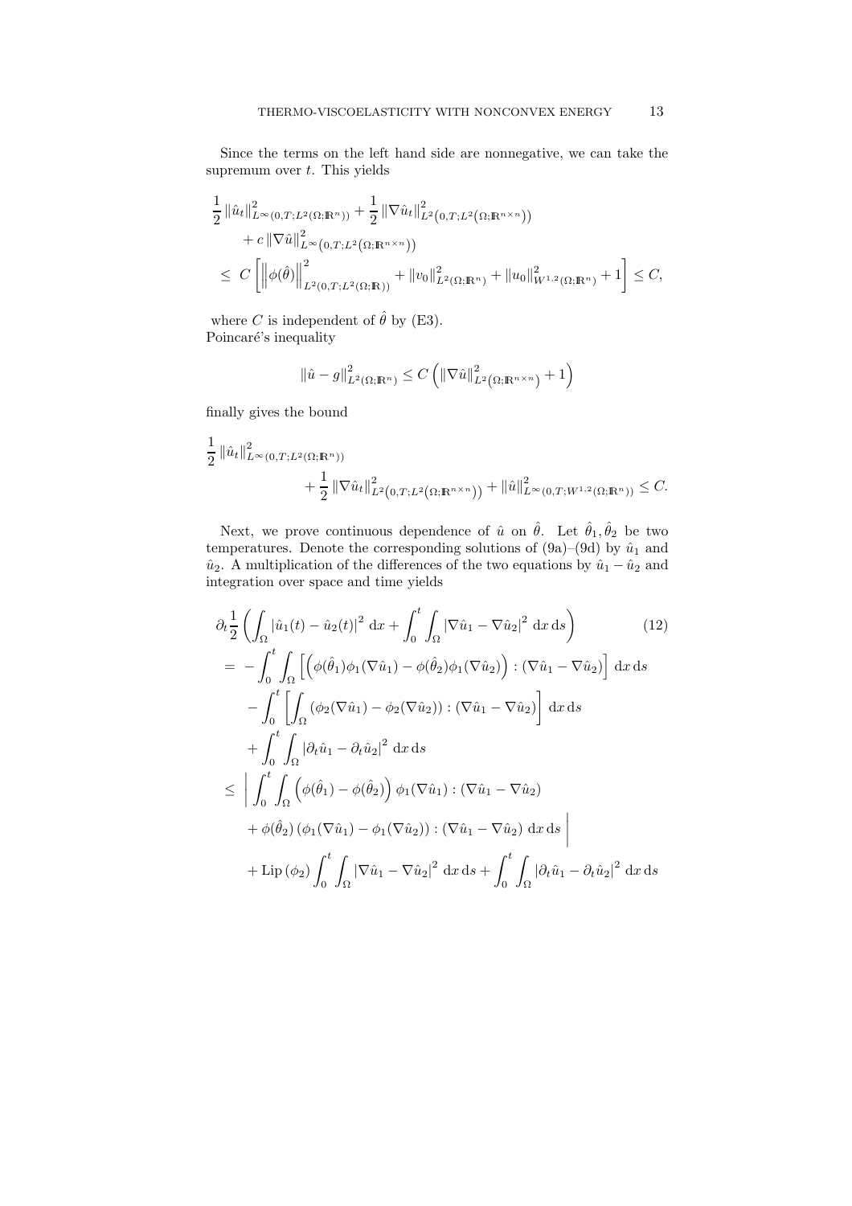Since the terms on the left hand side are nonnegative, we can take the supremum over $t$. This yields

$$
\begin{aligned}
&\frac{1}{2}\left\|\hat{u}_t\right\|^2_{L^\infty(0,T;L^2(\Omega;\mathbb{R}^n))} + \frac{1}{2}\left\|\nabla \hat{u}_t\right\|^2_{L^2\left(0,T;L^2\left(\Omega;\mathbb{R}^{n\times n}\right)\right)} \\
&\qquad + c\left\|\nabla \hat{u}\right\|^2_{L^\infty\left(0,T;L^2\left(\Omega;\mathbb{R}^{n\times n}\right)\right)} \\
&\leq\ C\left[\left\|\phi(\hat{\theta})\right\|^2_{L^2(0,T;L^2(\Omega;\mathbb{R}))} + \left\|v_0\right\|^2_{L^2(\Omega;\mathbb{R}^n)} + \left\|u_0\right\|^2_{W^{1,2}(\Omega;\mathbb{R}^n)} + 1\right] \leq C,
\end{aligned}
$$

where $C$ is independent of $\hat{\theta}$ by (E3).
Poincaré's inequality

$$
\left\|\hat{u} - g\right\|^2_{L^2(\Omega;\mathbb{R}^n)} \leq C\left(\left\|\nabla \hat{u}\right\|^2_{L^2\left(\Omega;\mathbb{R}^{n\times n}\right)} + 1\right)
$$

finally gives the bound

$$
\begin{aligned}
&\frac{1}{2}\left\|\hat{u}_t\right\|^2_{L^\infty(0,T;L^2(\Omega;\mathbb{R}^n))} \\
&\qquad\qquad + \frac{1}{2}\left\|\nabla \hat{u}_t\right\|^2_{L^2\left(0,T;L^2\left(\Omega;\mathbb{R}^{n\times n}\right)\right)} + \left\|\hat{u}\right\|^2_{L^\infty(0,T;W^{1,2}(\Omega;\mathbb{R}^n))} \leq C.
\end{aligned}
$$

Next, we prove continuous dependence of $\hat{u}$ on $\hat{\theta}$. Let $\hat{\theta}_1, \hat{\theta}_2$ be two temperatures. Denote the corresponding solutions of (9a)–(9d) by $\hat{u}_1$ and $\hat{u}_2$. A multiplication of the differences of the two equations by $\hat{u}_1 - \hat{u}_2$ and integration over space and time yields

$$
\begin{aligned}
&\partial_t \frac{1}{2}\left(\int_\Omega \left|\hat{u}_1(t) - \hat{u}_2(t)\right|^2\,\mathrm{d}x + \int_0^t\int_\Omega \left|\nabla \hat{u}_1 - \nabla \hat{u}_2\right|^2\,\mathrm{d}x\,\mathrm{d}s\right) \qquad (12)\\
&= -\int_0^t\int_\Omega \left[\left(\phi(\hat{\theta}_1)\phi_1(\nabla \hat{u}_1) - \phi(\hat{\theta}_2)\phi_1(\nabla \hat{u}_2)\right) : \left(\nabla \hat{u}_1 - \nabla \hat{u}_2\right)\right]\,\mathrm{d}x\,\mathrm{d}s \\
&\quad - \int_0^t\left[\int_\Omega \left(\phi_2(\nabla \hat{u}_1) - \phi_2(\nabla \hat{u}_2)\right) : \left(\nabla \hat{u}_1 - \nabla \hat{u}_2\right)\right]\,\mathrm{d}x\,\mathrm{d}s \\
&\quad + \int_0^t\int_\Omega \left|\partial_t \hat{u}_1 - \partial_t \hat{u}_2\right|^2\,\mathrm{d}x\,\mathrm{d}s \\
&\leq \left|\int_0^t\int_\Omega \left(\phi(\hat{\theta}_1) - \phi(\hat{\theta}_2)\right)\phi_1(\nabla \hat{u}_1) : \left(\nabla \hat{u}_1 - \nabla \hat{u}_2\right)\right. \\
&\quad \left. + \phi(\hat{\theta}_2)\left(\phi_1(\nabla \hat{u}_1) - \phi_1(\nabla \hat{u}_2)\right) : \left(\nabla \hat{u}_1 - \nabla \hat{u}_2\right)\,\mathrm{d}x\,\mathrm{d}s\right| \\
&\quad + \mathrm{Lip}\,(\phi_2)\int_0^t\int_\Omega \left|\nabla \hat{u}_1 - \nabla \hat{u}_2\right|^2\,\mathrm{d}x\,\mathrm{d}s + \int_0^t\int_\Omega \left|\partial_t \hat{u}_1 - \partial_t \hat{u}_2\right|^2\,\mathrm{d}x\,\mathrm{d}s
\end{aligned}
$$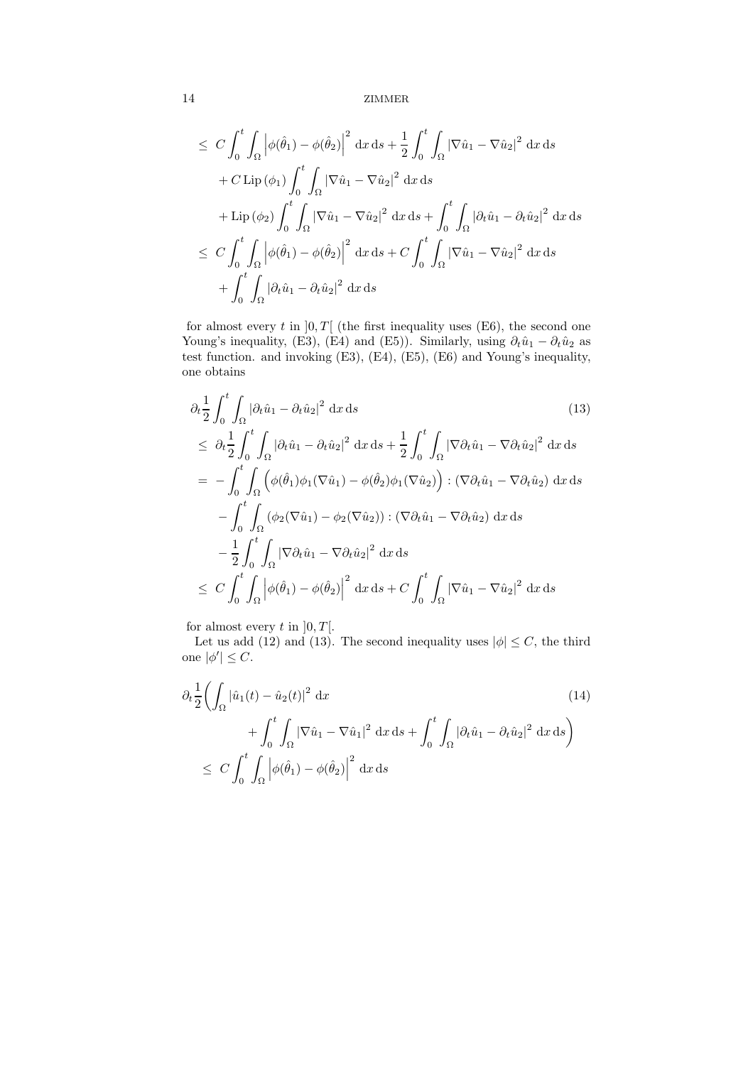$$
\begin{aligned}
&\leq\ C\int_0^t\int_\Omega \left|\phi(\hat\theta_1)-\phi(\hat\theta_2)\right|^2\,\mathrm{d}x\,\mathrm{d}s+\frac{1}{2}\int_0^t\int_\Omega \left|\nabla\hat u_1-\nabla\hat u_2\right|^2\,\mathrm{d}x\,\mathrm{d}s\\
&\quad +C\,\mathrm{Lip}\,(\phi_1)\int_0^t\int_\Omega \left|\nabla\hat u_1-\nabla\hat u_2\right|^2\,\mathrm{d}x\,\mathrm{d}s\\
&\quad +\mathrm{Lip}\,(\phi_2)\int_0^t\int_\Omega \left|\nabla\hat u_1-\nabla\hat u_2\right|^2\,\mathrm{d}x\,\mathrm{d}s+\int_0^t\int_\Omega \left|\partial_t\hat u_1-\partial_t\hat u_2\right|^2\,\mathrm{d}x\,\mathrm{d}s\\
&\leq\ C\int_0^t\int_\Omega \left|\phi(\hat\theta_1)-\phi(\hat\theta_2)\right|^2\,\mathrm{d}x\,\mathrm{d}s+C\int_0^t\int_\Omega \left|\nabla\hat u_1-\nabla\hat u_2\right|^2\,\mathrm{d}x\,\mathrm{d}s\\
&\quad +\int_0^t\int_\Omega \left|\partial_t\hat u_1-\partial_t\hat u_2\right|^2\,\mathrm{d}x\,\mathrm{d}s
\end{aligned}
$$

for almost every $t$ in $]0,T[$ (the first inequality uses (E6), the second one Young's inequality, (E3), (E4) and (E5)). Similarly, using $\partial_t\hat u_1-\partial_t\hat u_2$ as test function. and invoking (E3), (E4), (E5), (E6) and Young's inequality, one obtains

$$
\begin{aligned}
&\partial_t\frac{1}{2}\int_0^t\int_\Omega \left|\partial_t\hat u_1-\partial_t\hat u_2\right|^2\,\mathrm{d}x\,\mathrm{d}s \qquad (13)\\
&\leq\ \partial_t\frac{1}{2}\int_0^t\int_\Omega \left|\partial_t\hat u_1-\partial_t\hat u_2\right|^2\,\mathrm{d}x\,\mathrm{d}s+\frac{1}{2}\int_0^t\int_\Omega \left|\nabla\partial_t\hat u_1-\nabla\partial_t\hat u_2\right|^2\,\mathrm{d}x\,\mathrm{d}s\\
&=\ -\int_0^t\int_\Omega \left(\phi(\hat\theta_1)\phi_1(\nabla\hat u_1)-\phi(\hat\theta_2)\phi_1(\nabla\hat u_2)\right):\left(\nabla\partial_t\hat u_1-\nabla\partial_t\hat u_2\right)\,\mathrm{d}x\,\mathrm{d}s\\
&\quad -\int_0^t\int_\Omega \left(\phi_2(\nabla\hat u_1)-\phi_2(\nabla\hat u_2)\right):\left(\nabla\partial_t\hat u_1-\nabla\partial_t\hat u_2\right)\,\mathrm{d}x\,\mathrm{d}s\\
&\quad -\frac{1}{2}\int_0^t\int_\Omega \left|\nabla\partial_t\hat u_1-\nabla\partial_t\hat u_2\right|^2\,\mathrm{d}x\,\mathrm{d}s\\
&\leq\ C\int_0^t\int_\Omega \left|\phi(\hat\theta_1)-\phi(\hat\theta_2)\right|^2\,\mathrm{d}x\,\mathrm{d}s+C\int_0^t\int_\Omega \left|\nabla\hat u_1-\nabla\hat u_2\right|^2\,\mathrm{d}x\,\mathrm{d}s
\end{aligned}
$$

for almost every $t$ in $]0,T[$.

Let us add (12) and (13). The second inequality uses $|\phi|\leq C$, the third one $|\phi'|\leq C$.

$$
\begin{aligned}
&\partial_t\frac{1}{2}\Big(\int_\Omega \left|\hat u_1(t)-\hat u_2(t)\right|^2\,\mathrm{d}x \qquad (14)\\
&\qquad\qquad +\int_0^t\int_\Omega \left|\nabla\hat u_1-\nabla\hat u_1\right|^2\,\mathrm{d}x\,\mathrm{d}s+\int_0^t\int_\Omega \left|\partial_t\hat u_1-\partial_t\hat u_2\right|^2\,\mathrm{d}x\,\mathrm{d}s\Big)\\
&\leq\ C\int_0^t\int_\Omega \left|\phi(\hat\theta_1)-\phi(\hat\theta_2)\right|^2\,\mathrm{d}x\,\mathrm{d}s
\end{aligned}
$$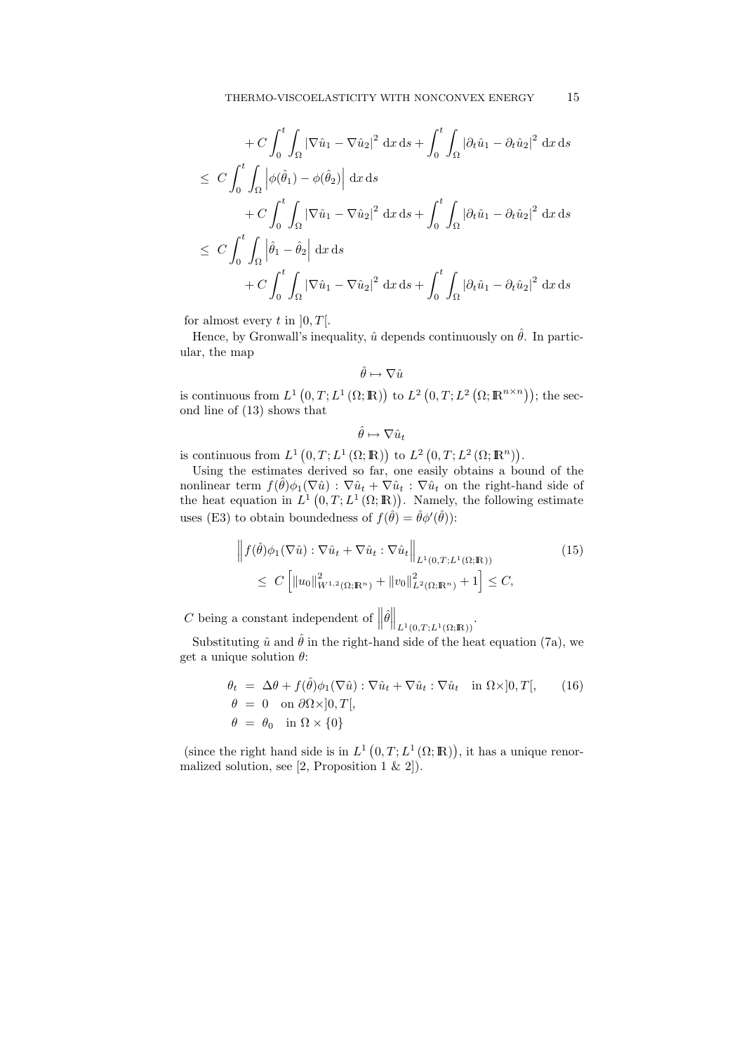$$
\begin{aligned}
&+ C\int_0^t \int_\Omega \left|\nabla \hat{u}_1 - \nabla \hat{u}_2\right|^2 \, \mathrm{d}x \, \mathrm{d}s + \int_0^t \int_\Omega \left|\partial_t \hat{u}_1 - \partial_t \hat{u}_2\right|^2 \, \mathrm{d}x \, \mathrm{d}s \\
\leq\; & C\int_0^t \int_\Omega \left|\phi(\hat{\theta}_1) - \phi(\hat{\theta}_2)\right| \, \mathrm{d}x \, \mathrm{d}s \\
&+ C\int_0^t \int_\Omega \left|\nabla \hat{u}_1 - \nabla \hat{u}_2\right|^2 \, \mathrm{d}x \, \mathrm{d}s + \int_0^t \int_\Omega \left|\partial_t \hat{u}_1 - \partial_t \hat{u}_2\right|^2 \, \mathrm{d}x \, \mathrm{d}s \\
\leq\; & C\int_0^t \int_\Omega \left|\hat{\theta}_1 - \hat{\theta}_2\right| \, \mathrm{d}x \, \mathrm{d}s \\
&+ C\int_0^t \int_\Omega \left|\nabla \hat{u}_1 - \nabla \hat{u}_2\right|^2 \, \mathrm{d}x \, \mathrm{d}s + \int_0^t \int_\Omega \left|\partial_t \hat{u}_1 - \partial_t \hat{u}_2\right|^2 \, \mathrm{d}x \, \mathrm{d}s
\end{aligned}
$$

for almost every $t$ in $]0, T[$.

Hence, by Gronwall's inequality, $\hat{u}$ depends continuously on $\hat{\theta}$. In particular, the map

$$
\hat{\theta} \mapsto \nabla \hat{u}
$$

is continuous from $L^1\left(0, T; L^1\left(\Omega; \mathbb{R}\right)\right)$ to $L^2\left(0, T; L^2\left(\Omega; \mathbb{R}^{n\times n}\right)\right)$; the second line of (13) shows that

$$
\hat{\theta} \mapsto \nabla \hat{u}_t
$$

is continuous from $L^1\left(0, T; L^1\left(\Omega; \mathbb{R}\right)\right)$ to $L^2\left(0, T; L^2\left(\Omega; \mathbb{R}^{n}\right)\right)$.

Using the estimates derived so far, one easily obtains a bound of the nonlinear term $f(\hat{\theta})\phi_1(\nabla\hat{u}) : \nabla\hat{u}_t + \nabla\hat{u}_t : \nabla\hat{u}_t$ on the right-hand side of the heat equation in $L^1\left(0, T; L^1\left(\Omega; \mathbb{R}\right)\right)$. Namely, the following estimate uses (E3) to obtain boundedness of $f(\hat{\theta}) = \hat{\theta}\phi'(\hat{\theta})$):

$$
\begin{aligned}
&\left\| f(\hat{\theta})\phi_1(\nabla\hat{u}) : \nabla\hat{u}_t + \nabla\hat{u}_t : \nabla\hat{u}_t \right\|_{L^1(0,T;L^1(\Omega;\mathbb{R}))} \qquad (15)\\
&\quad \leq\; C\left[\|u_0\|^2_{W^{1,2}(\Omega;\mathbb{R}^n)} + \|v_0\|^2_{L^2(\Omega;\mathbb{R}^n)} + 1\right] \leq C,
\end{aligned}
$$

$C$ being a constant independent of $\left\|\hat{\theta}\right\|_{L^1(0,T;L^1(\Omega;\mathbb{R}))}$.

Substituting $\hat{u}$ and $\hat{\theta}$ in the right-hand side of the heat equation (7a), we get a unique solution $\theta$:

$$
\begin{aligned}
\theta_t &= \Delta\theta + f(\hat{\theta})\phi_1(\nabla\hat{u}) : \nabla\hat{u}_t + \nabla\hat{u}_t : \nabla\hat{u}_t \quad \text{in } \Omega\times]0,T[, \qquad (16)\\
\theta &= 0 \quad \text{on } \partial\Omega\times]0,T[,\\
\theta &= \theta_0 \quad \text{in } \Omega\times\{0\}
\end{aligned}
$$

(since the right hand side is in $L^1\left(0, T; L^1\left(\Omega; \mathbb{R}\right)\right)$, it has a unique renormalized solution, see [2, Proposition 1 & 2]).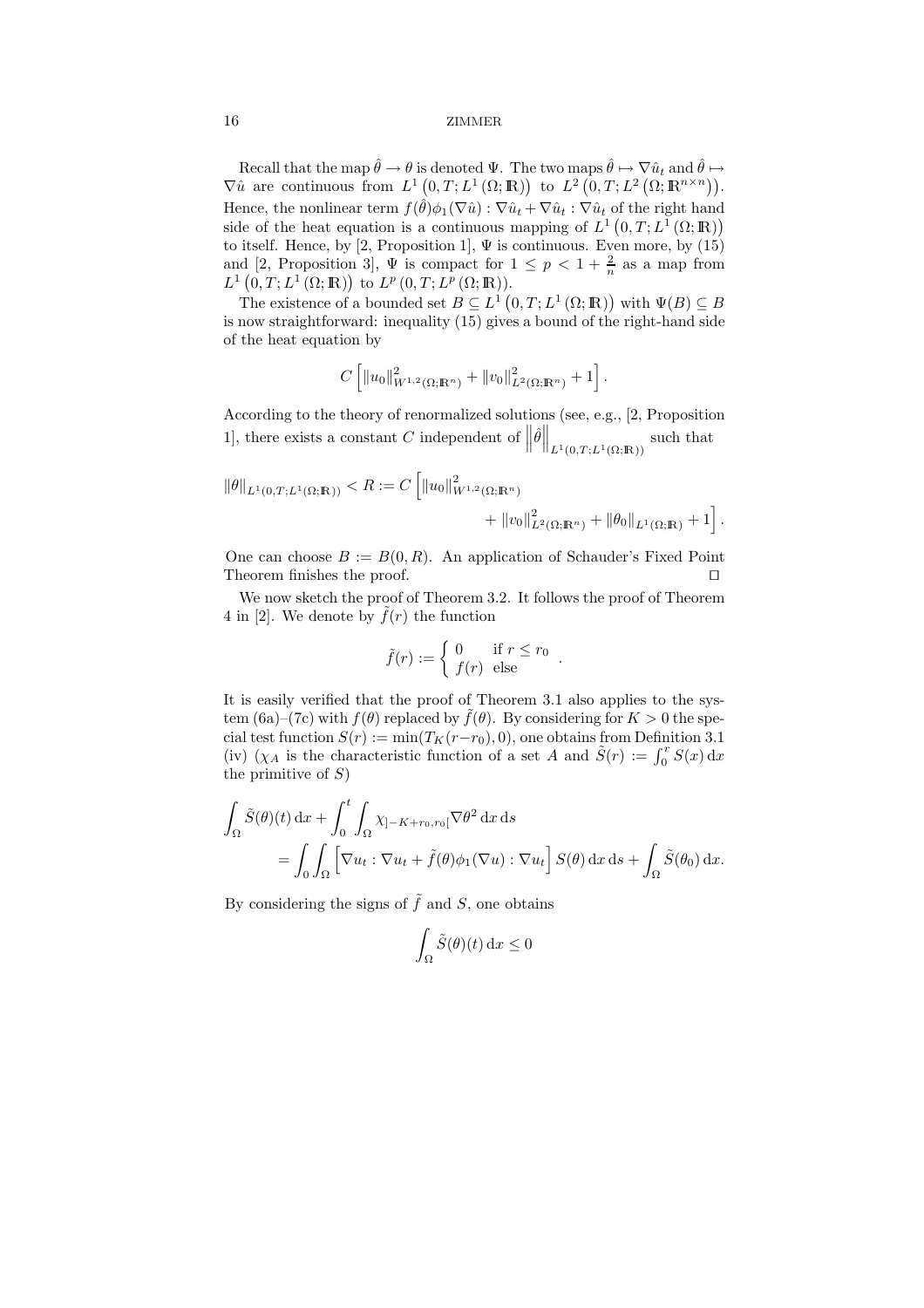Recall that the map $\hat{\theta} \to \theta$ is denoted $\Psi$. The two maps $\hat{\theta} \mapsto \nabla \hat{u}_t$ and $\hat{\theta} \mapsto \nabla \hat{u}$ are continuous from $L^1\left(0,T;L^1\left(\Omega;\mathbb{R}\right)\right)$ to $L^2\left(0,T;L^2\left(\Omega;\mathbb{R}^{n\times n}\right)\right)$. Hence, the nonlinear term $f(\hat{\theta})\phi_1(\nabla \hat{u}) : \nabla \hat{u}_t + \nabla \hat{u}_t : \nabla \hat{u}_t$ of the right hand side of the heat equation is a continuous mapping of $L^1\left(0,T;L^1\left(\Omega;\mathbb{R}\right)\right)$ to itself. Hence, by [2, Proposition 1], $\Psi$ is continuous. Even more, by (15) and [2, Proposition 3], $\Psi$ is compact for $1 \leq p < 1 + \frac{2}{n}$ as a map from $L^1\left(0,T;L^1\left(\Omega;\mathbb{R}\right)\right)$ to $L^p\left(0,T;L^p\left(\Omega;\mathbb{R}\right)\right)$.

The existence of a bounded set $B \subseteq L^1\left(0,T;L^1\left(\Omega;\mathbb{R}\right)\right)$ with $\Psi(B) \subseteq B$ is now straightforward: inequality (15) gives a bound of the right-hand side of the heat equation by

$$C\left[\|u_0\|^2_{W^{1,2}(\Omega;\mathbb{R}^n)} + \|v_0\|^2_{L^2(\Omega;\mathbb{R}^n)} + 1\right].$$

According to the theory of renormalized solutions (see, e.g., [2, Proposition 1], there exists a constant $C$ independent of $\left\|\hat{\theta}\right\|_{L^1(0,T;L^1(\Omega;\mathbb{R}))}$ such that

$$\|\theta\|_{L^1(0,T;L^1(\Omega;\mathbb{R}))} < R := C\Big[\|u_0\|^2_{W^{1,2}(\Omega;\mathbb{R}^n)} + \|v_0\|^2_{L^2(\Omega;\mathbb{R}^n)} + \|\theta_0\|_{L^1(\Omega;\mathbb{R})} + 1\Big].$$

One can choose $B := B(0,R)$. An application of Schauder's Fixed Point Theorem finishes the proof. $\square$

We now sketch the proof of Theorem 3.2. It follows the proof of Theorem 4 in [2]. We denote by $\tilde{f}(r)$ the function

$$\tilde{f}(r) := \begin{cases} 0 & \text{if } r \leq r_0 \\ f(r) & \text{else} \end{cases}.$$

It is easily verified that the proof of Theorem 3.1 also applies to the system (6a)–(7c) with $f(\theta)$ replaced by $\tilde{f}(\theta)$. By considering for $K > 0$ the special test function $S(r) := \min(T_K(r - r_0), 0)$, one obtains from Definition 3.1 (iv) ($\chi_A$ is the characteristic function of a set $A$ and $\tilde{S}(r) := \int_0^r S(x)\,\mathrm{d}x$ the primitive of $S$)

$$\int_\Omega \tilde{S}(\theta)(t)\,\mathrm{d}x + \int_0^t \int_\Omega \chi_{]-K+r_0,r_0[}\nabla\theta^2\,\mathrm{d}x\,\mathrm{d}s = \int_0 \int_\Omega \left[\nabla u_t : \nabla u_t + \tilde{f}(\theta)\phi_1(\nabla u) : \nabla u_t\right] S(\theta)\,\mathrm{d}x\,\mathrm{d}s + \int_\Omega \tilde{S}(\theta_0)\,\mathrm{d}x.$$

By considering the signs of $\tilde{f}$ and $S$, one obtains

$$\int_\Omega \tilde{S}(\theta)(t)\,\mathrm{d}x \leq 0$$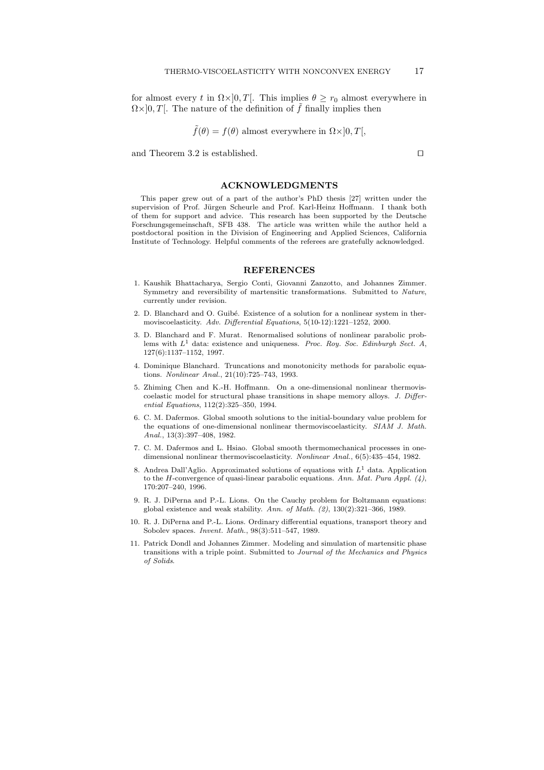for almost every $t$ in $\Omega\times]0,T[$. This implies $\theta \geq r_0$ almost everywhere in $\Omega\times]0,T[$. The nature of the definition of $\tilde{f}$ finally implies then

$$\tilde{f}(\theta) = f(\theta) \text{ almost everywhere in } \Omega\times]0,T[,$$

and Theorem 3.2 is established. ◻

## ACKNOWLEDGMENTS

This paper grew out of a part of the author's PhD thesis [27] written under the supervision of Prof. Jürgen Scheurle and Prof. Karl-Heinz Hoffmann. I thank both of them for support and advice. This research has been supported by the Deutsche Forschungsgemeinschaft, SFB 438. The article was written while the author held a postdoctoral position in the Division of Engineering and Applied Sciences, California Institute of Technology. Helpful comments of the referees are gratefully acknowledged.

## REFERENCES

1. Kaushik Bhattacharya, Sergio Conti, Giovanni Zanzotto, and Johannes Zimmer. Symmetry and reversibility of martensitic transformations. Submitted to *Nature*, currently under revision.
2. D. Blanchard and O. Guibé. Existence of a solution for a nonlinear system in thermoviscoelasticity. *Adv. Differential Equations*, 5(10-12):1221–1252, 2000.
3. D. Blanchard and F. Murat. Renormalised solutions of nonlinear parabolic problems with $L^1$ data: existence and uniqueness. *Proc. Roy. Soc. Edinburgh Sect. A*, 127(6):1137–1152, 1997.
4. Dominique Blanchard. Truncations and monotonicity methods for parabolic equations. *Nonlinear Anal.*, 21(10):725–743, 1993.
5. Zhiming Chen and K.-H. Hoffmann. On a one-dimensional nonlinear thermoviscoelastic model for structural phase transitions in shape memory alloys. *J. Differential Equations*, 112(2):325–350, 1994.
6. C. M. Dafermos. Global smooth solutions to the initial-boundary value problem for the equations of one-dimensional nonlinear thermoviscoelasticity. *SIAM J. Math. Anal.*, 13(3):397–408, 1982.
7. C. M. Dafermos and L. Hsiao. Global smooth thermomechanical processes in one-dimensional nonlinear thermoviscoelasticity. *Nonlinear Anal.*, 6(5):435–454, 1982.
8. Andrea Dall'Aglio. Approximated solutions of equations with $L^1$ data. Application to the $H$-convergence of quasi-linear parabolic equations. *Ann. Mat. Pura Appl. (4)*, 170:207–240, 1996.
9. R. J. DiPerna and P.-L. Lions. On the Cauchy problem for Boltzmann equations: global existence and weak stability. *Ann. of Math. (2)*, 130(2):321–366, 1989.
10. R. J. DiPerna and P.-L. Lions. Ordinary differential equations, transport theory and Sobolev spaces. *Invent. Math.*, 98(3):511–547, 1989.
11. Patrick Dondl and Johannes Zimmer. Modeling and simulation of martensitic phase transitions with a triple point. Submitted to *Journal of the Mechanics and Physics of Solids*.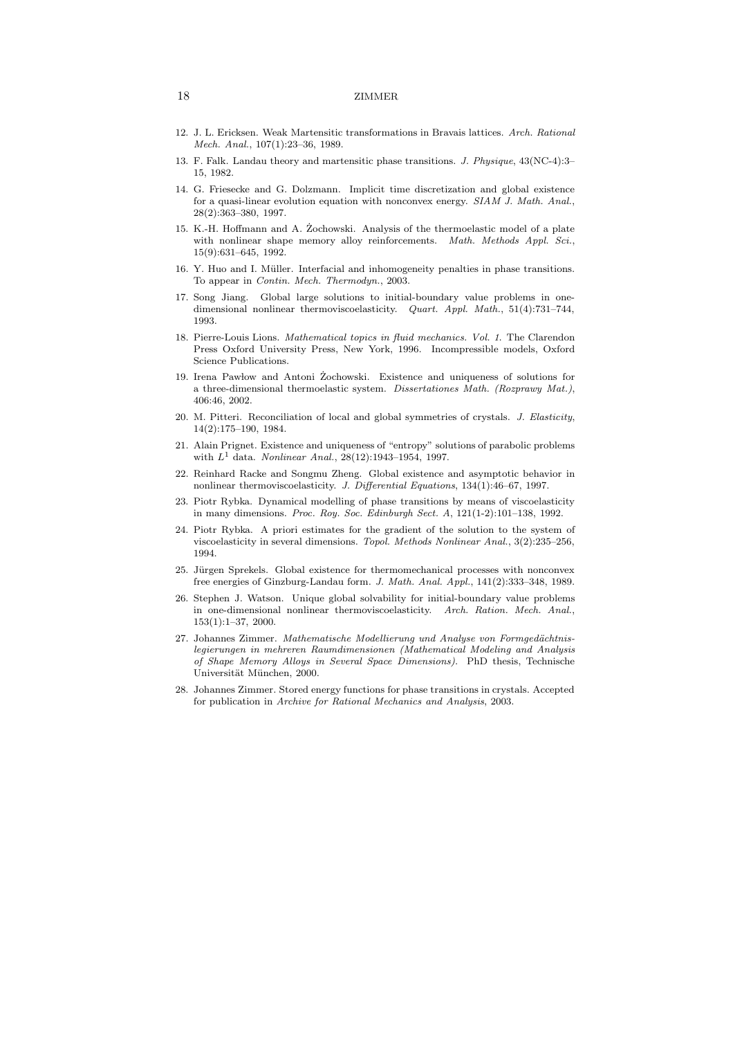12. J. L. Ericksen. Weak Martensitic transformations in Bravais lattices. *Arch. Rational Mech. Anal.*, 107(1):23–36, 1989.
13. F. Falk. Landau theory and martensitic phase transitions. *J. Physique*, 43(NC-4):3–15, 1982.
14. G. Friesecke and G. Dolzmann. Implicit time discretization and global existence for a quasi-linear evolution equation with nonconvex energy. *SIAM J. Math. Anal.*, 28(2):363–380, 1997.
15. K.-H. Hoffmann and A. Żochowski. Analysis of the thermoelastic model of a plate with nonlinear shape memory alloy reinforcements. *Math. Methods Appl. Sci.*, 15(9):631–645, 1992.
16. Y. Huo and I. Müller. Interfacial and inhomogeneity penalties in phase transitions. To appear in *Contin. Mech. Thermodyn.*, 2003.
17. Song Jiang. Global large solutions to initial-boundary value problems in one-dimensional nonlinear thermoviscoelasticity. *Quart. Appl. Math.*, 51(4):731–744, 1993.
18. Pierre-Louis Lions. *Mathematical topics in fluid mechanics. Vol. 1.* The Clarendon Press Oxford University Press, New York, 1996. Incompressible models, Oxford Science Publications.
19. Irena Pawłow and Antoni Żochowski. Existence and uniqueness of solutions for a three-dimensional thermoelastic system. *Dissertationes Math. (Rozprawy Mat.)*, 406:46, 2002.
20. M. Pitteri. Reconciliation of local and global symmetries of crystals. *J. Elasticity*, 14(2):175–190, 1984.
21. Alain Prignet. Existence and uniqueness of "entropy" solutions of parabolic problems with $L^1$ data. *Nonlinear Anal.*, 28(12):1943–1954, 1997.
22. Reinhard Racke and Songmu Zheng. Global existence and asymptotic behavior in nonlinear thermoviscoelasticity. *J. Differential Equations*, 134(1):46–67, 1997.
23. Piotr Rybka. Dynamical modelling of phase transitions by means of viscoelasticity in many dimensions. *Proc. Roy. Soc. Edinburgh Sect. A*, 121(1-2):101–138, 1992.
24. Piotr Rybka. A priori estimates for the gradient of the solution to the system of viscoelasticity in several dimensions. *Topol. Methods Nonlinear Anal.*, 3(2):235–256, 1994.
25. Jürgen Sprekels. Global existence for thermomechanical processes with nonconvex free energies of Ginzburg-Landau form. *J. Math. Anal. Appl.*, 141(2):333–348, 1989.
26. Stephen J. Watson. Unique global solvability for initial-boundary value problems in one-dimensional nonlinear thermoviscoelasticity. *Arch. Ration. Mech. Anal.*, 153(1):1–37, 2000.
27. Johannes Zimmer. *Mathematische Modellierung und Analyse von Formgedächtnislegierungen in mehreren Raumdimensionen (Mathematical Modeling and Analysis of Shape Memory Alloys in Several Space Dimensions)*. PhD thesis, Technische Universität München, 2000.
28. Johannes Zimmer. Stored energy functions for phase transitions in crystals. Accepted for publication in *Archive for Rational Mechanics and Analysis*, 2003.